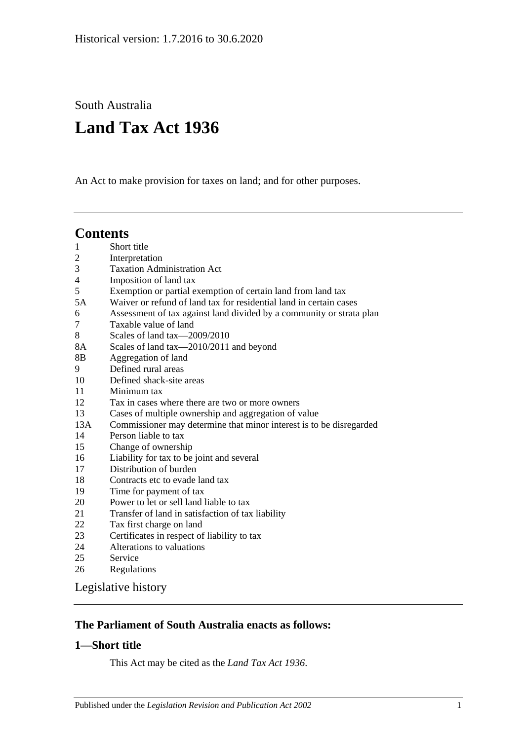Historical version: 1.7.2016 to 30.6.2020

South Australia

# Land Tax Act 1936

An Act to make provision for taxes on land; and for other purposes.

## Contents

1 Short title
2 Interpretation
3 Taxation Administration Act
4 Imposition of land tax
5 Exemption or partial exemption of certain land from land tax
5A Waiver or refund of land tax for residential land in certain cases
6 Assessment of tax against land divided by a community or strata plan
7 Taxable value of land
8 Scales of land tax—2009/2010
8A Scales of land tax—2010/2011 and beyond
8B Aggregation of land
9 Defined rural areas
10 Defined shack-site areas
11 Minimum tax
12 Tax in cases where there are two or more owners
13 Cases of multiple ownership and aggregation of value
13A Commissioner may determine that minor interest is to be disregarded
14 Person liable to tax
15 Change of ownership
16 Liability for tax to be joint and several
17 Distribution of burden
18 Contracts etc to evade land tax
19 Time for payment of tax
20 Power to let or sell land liable to tax
21 Transfer of land in satisfaction of tax liability
22 Tax first charge on land
23 Certificates in respect of liability to tax
24 Alterations to valuations
25 Service
26 Regulations

Legislative history

### The Parliament of South Australia enacts as follows:

### 1—Short title

This Act may be cited as the *Land Tax Act 1936*.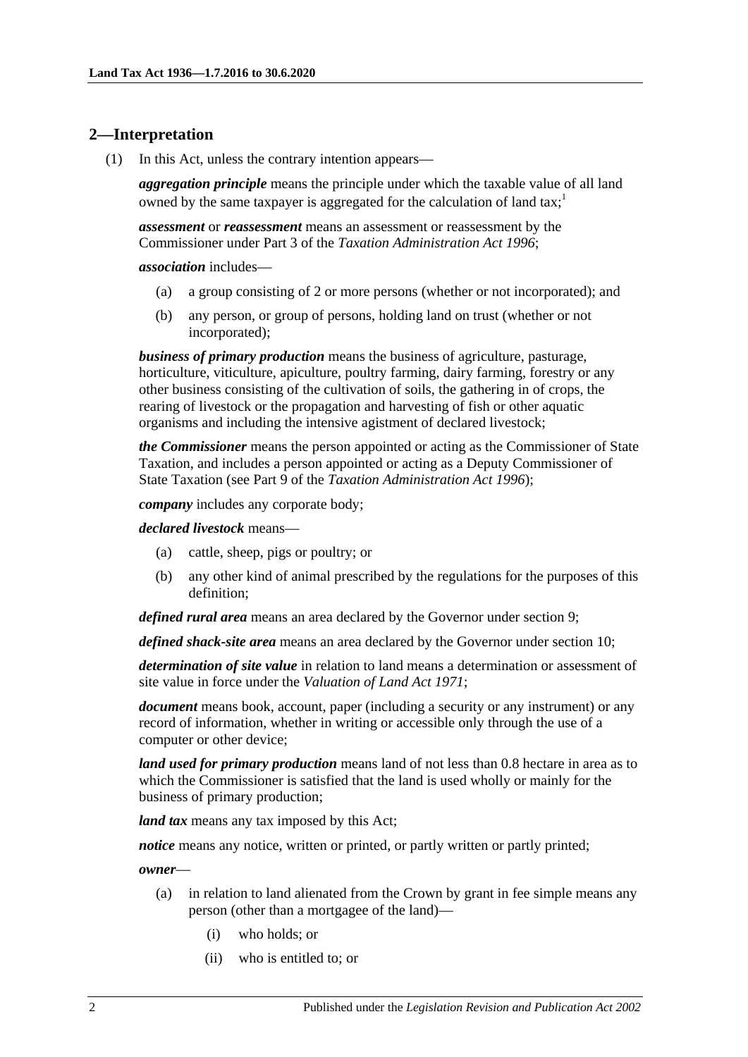## 2—Interpretation

(1) In this Act, unless the contrary intention appears—

***aggregation principle*** means the principle under which the taxable value of all land owned by the same taxpayer is aggregated for the calculation of land tax;[1]

***assessment*** or ***reassessment*** means an assessment or reassessment by the Commissioner under Part 3 of the *Taxation Administration Act 1996*;

***association*** includes—

- (a) a group consisting of 2 or more persons (whether or not incorporated); and
- (b) any person, or group of persons, holding land on trust (whether or not incorporated);

***business of primary production*** means the business of agriculture, pasturage, horticulture, viticulture, apiculture, poultry farming, dairy farming, forestry or any other business consisting of the cultivation of soils, the gathering in of crops, the rearing of livestock or the propagation and harvesting of fish or other aquatic organisms and including the intensive agistment of declared livestock;

***the Commissioner*** means the person appointed or acting as the Commissioner of State Taxation, and includes a person appointed or acting as a Deputy Commissioner of State Taxation (see Part 9 of the *Taxation Administration Act 1996*);

***company*** includes any corporate body;

***declared livestock*** means—

- (a) cattle, sheep, pigs or poultry; or
- (b) any other kind of animal prescribed by the regulations for the purposes of this definition;

***defined rural area*** means an area declared by the Governor under section 9;

***defined shack-site area*** means an area declared by the Governor under section 10;

***determination of site value*** in relation to land means a determination or assessment of site value in force under the *Valuation of Land Act 1971*;

***document*** means book, account, paper (including a security or any instrument) or any record of information, whether in writing or accessible only through the use of a computer or other device;

***land used for primary production*** means land of not less than 0.8 hectare in area as to which the Commissioner is satisfied that the land is used wholly or mainly for the business of primary production;

***land tax*** means any tax imposed by this Act;

***notice*** means any notice, written or printed, or partly written or partly printed;

***owner***—

- (a) in relation to land alienated from the Crown by grant in fee simple means any person (other than a mortgagee of the land)—
  - (i) who holds; or
  - (ii) who is entitled to; or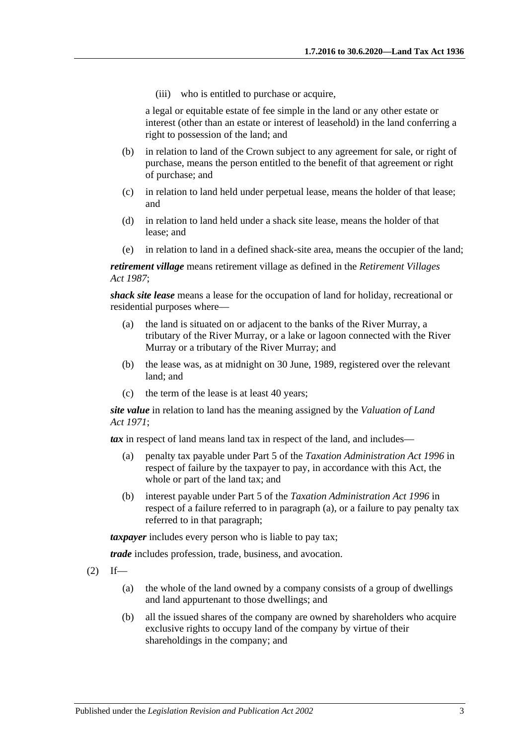(iii) who is entitled to purchase or acquire,

a legal or equitable estate of fee simple in the land or any other estate or interest (other than an estate or interest of leasehold) in the land conferring a right to possession of the land; and

(b) in relation to land of the Crown subject to any agreement for sale, or right of purchase, means the person entitled to the benefit of that agreement or right of purchase; and

(c) in relation to land held under perpetual lease, means the holder of that lease; and

(d) in relation to land held under a shack site lease, means the holder of that lease; and

(e) in relation to land in a defined shack-site area, means the occupier of the land;

***retirement village*** means retirement village as defined in the *Retirement Villages Act 1987*;

***shack site lease*** means a lease for the occupation of land for holiday, recreational or residential purposes where—

(a) the land is situated on or adjacent to the banks of the River Murray, a tributary of the River Murray, or a lake or lagoon connected with the River Murray or a tributary of the River Murray; and

(b) the lease was, as at midnight on 30 June, 1989, registered over the relevant land; and

(c) the term of the lease is at least 40 years;

***site value*** in relation to land has the meaning assigned by the *Valuation of Land Act 1971*;

***tax*** in respect of land means land tax in respect of the land, and includes—

(a) penalty tax payable under Part 5 of the *Taxation Administration Act 1996* in respect of failure by the taxpayer to pay, in accordance with this Act, the whole or part of the land tax; and

(b) interest payable under Part 5 of the *Taxation Administration Act 1996* in respect of a failure referred to in paragraph (a), or a failure to pay penalty tax referred to in that paragraph;

***taxpayer*** includes every person who is liable to pay tax;

***trade*** includes profession, trade, business, and avocation.

(2) If—

(a) the whole of the land owned by a company consists of a group of dwellings and land appurtenant to those dwellings; and

(b) all the issued shares of the company are owned by shareholders who acquire exclusive rights to occupy land of the company by virtue of their shareholdings in the company; and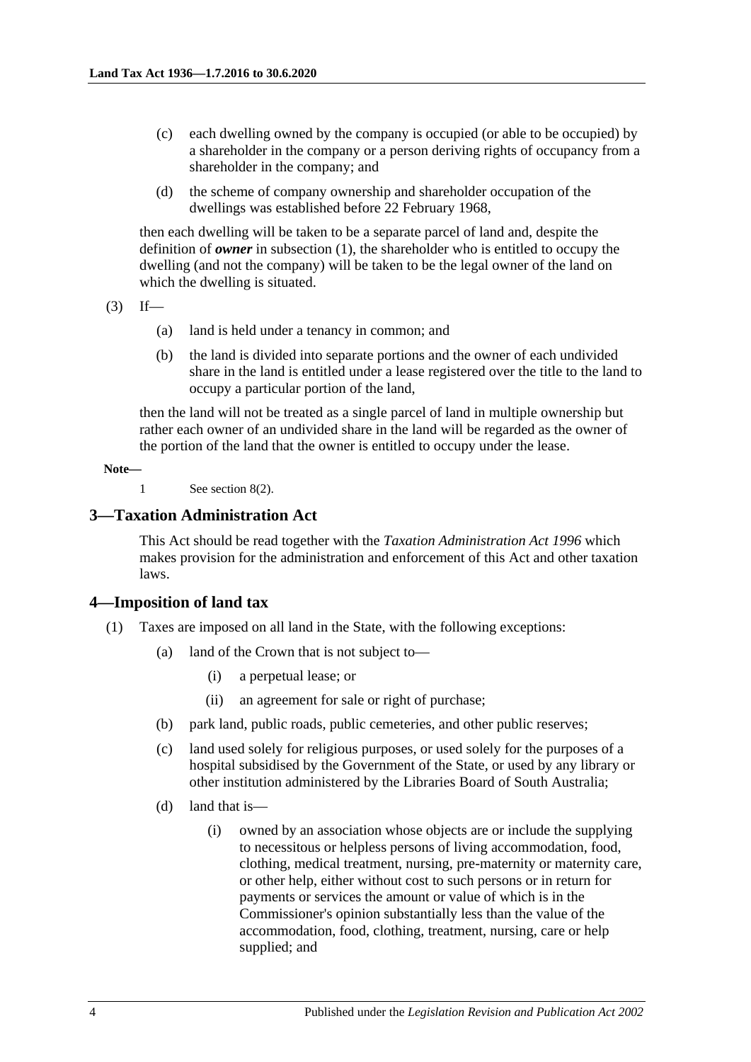(c) each dwelling owned by the company is occupied (or able to be occupied) by a shareholder in the company or a person deriving rights of occupancy from a shareholder in the company; and

(d) the scheme of company ownership and shareholder occupation of the dwellings was established before 22 February 1968,

then each dwelling will be taken to be a separate parcel of land and, despite the definition of ***owner*** in subsection (1), the shareholder who is entitled to occupy the dwelling (and not the company) will be taken to be the legal owner of the land on which the dwelling is situated.

(3) If—

(a) land is held under a tenancy in common; and

(b) the land is divided into separate portions and the owner of each undivided share in the land is entitled under a lease registered over the title to the land to occupy a particular portion of the land,

then the land will not be treated as a single parcel of land in multiple ownership but rather each owner of an undivided share in the land will be regarded as the owner of the portion of the land that the owner is entitled to occupy under the lease.

**Note—**

1 See section 8(2).

## 3—Taxation Administration Act

This Act should be read together with the *Taxation Administration Act 1996* which makes provision for the administration and enforcement of this Act and other taxation laws.

## 4—Imposition of land tax

(1) Taxes are imposed on all land in the State, with the following exceptions:

(a) land of the Crown that is not subject to—

(i) a perpetual lease; or

(ii) an agreement for sale or right of purchase;

(b) park land, public roads, public cemeteries, and other public reserves;

(c) land used solely for religious purposes, or used solely for the purposes of a hospital subsidised by the Government of the State, or used by any library or other institution administered by the Libraries Board of South Australia;

(d) land that is—

(i) owned by an association whose objects are or include the supplying to necessitous or helpless persons of living accommodation, food, clothing, medical treatment, nursing, pre-maternity or maternity care, or other help, either without cost to such persons or in return for payments or services the amount or value of which is in the Commissioner's opinion substantially less than the value of the accommodation, food, clothing, treatment, nursing, care or help supplied; and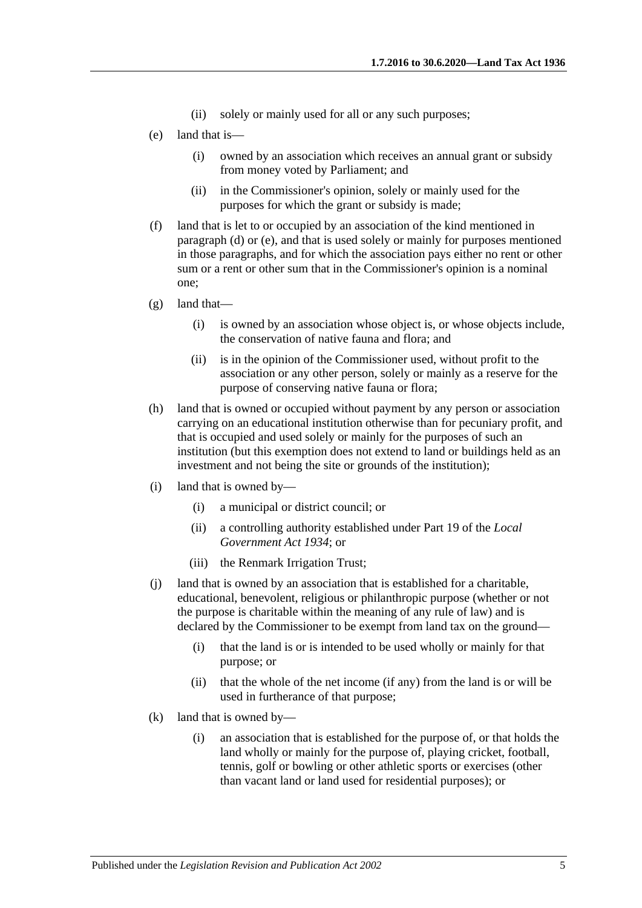(ii) solely or mainly used for all or any such purposes;

(e) land that is—

(i) owned by an association which receives an annual grant or subsidy from money voted by Parliament; and

(ii) in the Commissioner's opinion, solely or mainly used for the purposes for which the grant or subsidy is made;

(f) land that is let to or occupied by an association of the kind mentioned in paragraph (d) or (e), and that is used solely or mainly for purposes mentioned in those paragraphs, and for which the association pays either no rent or other sum or a rent or other sum that in the Commissioner's opinion is a nominal one;

(g) land that—

(i) is owned by an association whose object is, or whose objects include, the conservation of native fauna and flora; and

(ii) is in the opinion of the Commissioner used, without profit to the association or any other person, solely or mainly as a reserve for the purpose of conserving native fauna or flora;

(h) land that is owned or occupied without payment by any person or association carrying on an educational institution otherwise than for pecuniary profit, and that is occupied and used solely or mainly for the purposes of such an institution (but this exemption does not extend to land or buildings held as an investment and not being the site or grounds of the institution);

(i) land that is owned by—

(i) a municipal or district council; or

(ii) a controlling authority established under Part 19 of the *Local Government Act 1934*; or

(iii) the Renmark Irrigation Trust;

(j) land that is owned by an association that is established for a charitable, educational, benevolent, religious or philanthropic purpose (whether or not the purpose is charitable within the meaning of any rule of law) and is declared by the Commissioner to be exempt from land tax on the ground—

(i) that the land is or is intended to be used wholly or mainly for that purpose; or

(ii) that the whole of the net income (if any) from the land is or will be used in furtherance of that purpose;

(k) land that is owned by—

(i) an association that is established for the purpose of, or that holds the land wholly or mainly for the purpose of, playing cricket, football, tennis, golf or bowling or other athletic sports or exercises (other than vacant land or land used for residential purposes); or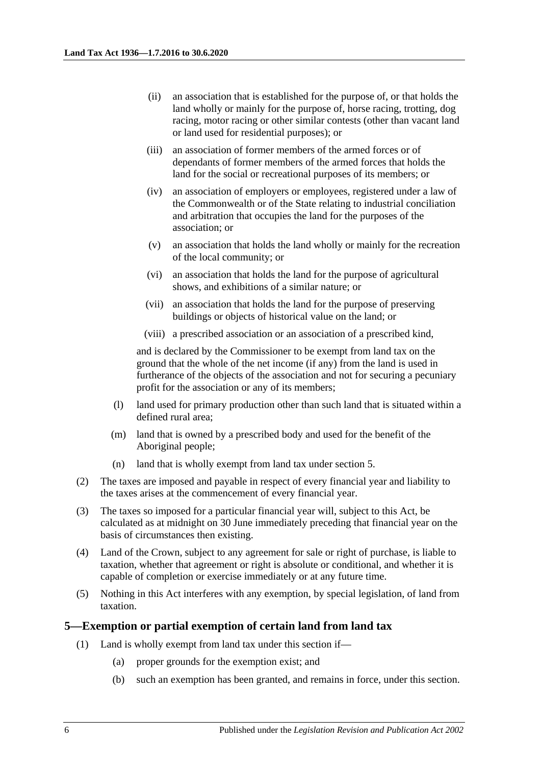(ii) an association that is established for the purpose of, or that holds the land wholly or mainly for the purpose of, horse racing, trotting, dog racing, motor racing or other similar contests (other than vacant land or land used for residential purposes); or

(iii) an association of former members of the armed forces or of dependants of former members of the armed forces that holds the land for the social or recreational purposes of its members; or

(iv) an association of employers or employees, registered under a law of the Commonwealth or of the State relating to industrial conciliation and arbitration that occupies the land for the purposes of the association; or

(v) an association that holds the land wholly or mainly for the recreation of the local community; or

(vi) an association that holds the land for the purpose of agricultural shows, and exhibitions of a similar nature; or

(vii) an association that holds the land for the purpose of preserving buildings or objects of historical value on the land; or

(viii) a prescribed association or an association of a prescribed kind,

and is declared by the Commissioner to be exempt from land tax on the ground that the whole of the net income (if any) from the land is used in furtherance of the objects of the association and not for securing a pecuniary profit for the association or any of its members;

(l) land used for primary production other than such land that is situated within a defined rural area;

(m) land that is owned by a prescribed body and used for the benefit of the Aboriginal people;

(n) land that is wholly exempt from land tax under section 5.

(2) The taxes are imposed and payable in respect of every financial year and liability to the taxes arises at the commencement of every financial year.

(3) The taxes so imposed for a particular financial year will, subject to this Act, be calculated as at midnight on 30 June immediately preceding that financial year on the basis of circumstances then existing.

(4) Land of the Crown, subject to any agreement for sale or right of purchase, is liable to taxation, whether that agreement or right is absolute or conditional, and whether it is capable of completion or exercise immediately or at any future time.

(5) Nothing in this Act interferes with any exemption, by special legislation, of land from taxation.

## 5—Exemption or partial exemption of certain land from land tax

(1) Land is wholly exempt from land tax under this section if—

(a) proper grounds for the exemption exist; and

(b) such an exemption has been granted, and remains in force, under this section.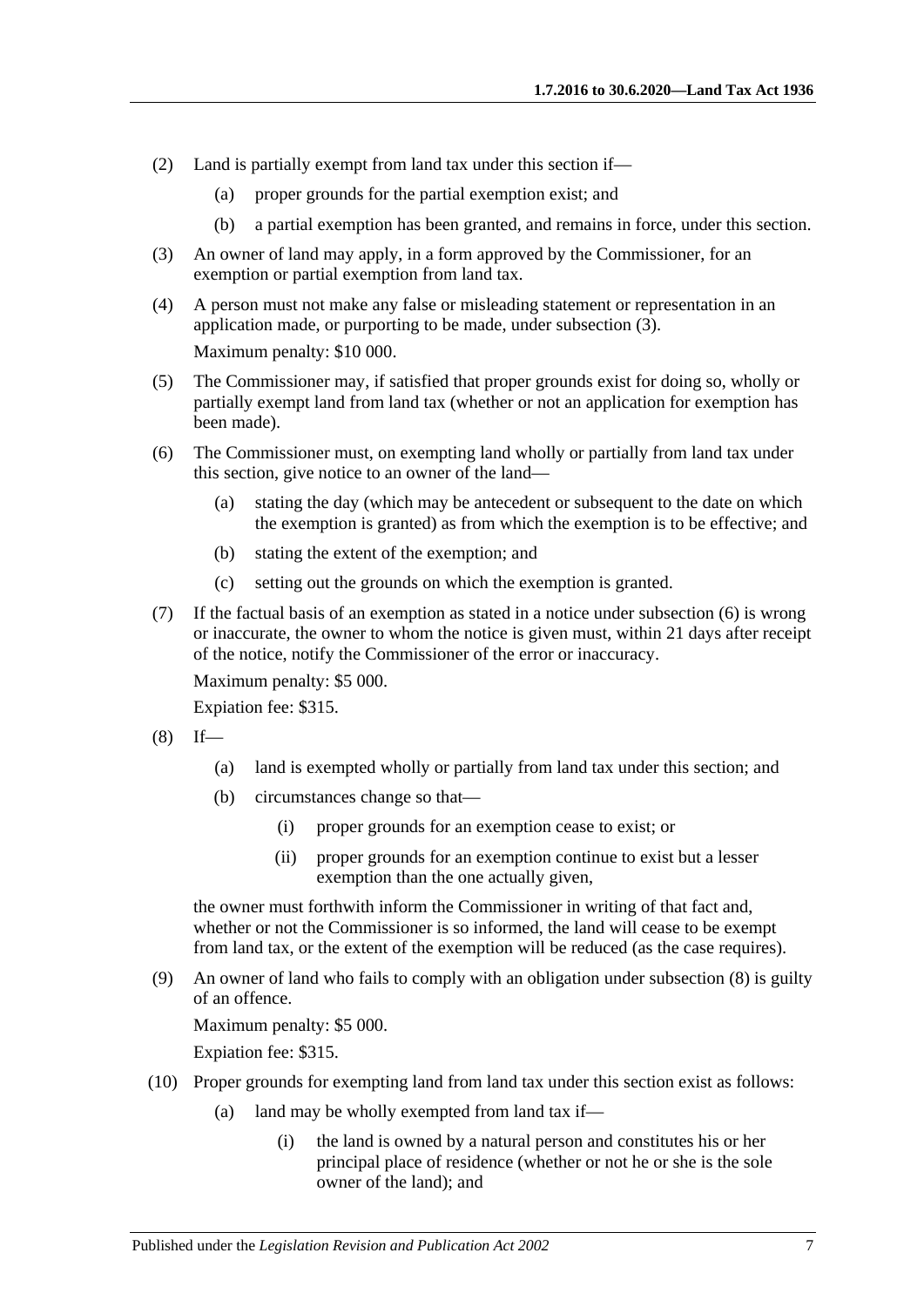(2) Land is partially exempt from land tax under this section if—

(a) proper grounds for the partial exemption exist; and

(b) a partial exemption has been granted, and remains in force, under this section.

(3) An owner of land may apply, in a form approved by the Commissioner, for an exemption or partial exemption from land tax.

(4) A person must not make any false or misleading statement or representation in an application made, or purporting to be made, under subsection (3).

Maximum penalty: $10 000.

(5) The Commissioner may, if satisfied that proper grounds exist for doing so, wholly or partially exempt land from land tax (whether or not an application for exemption has been made).

(6) The Commissioner must, on exempting land wholly or partially from land tax under this section, give notice to an owner of the land—

(a) stating the day (which may be antecedent or subsequent to the date on which the exemption is granted) as from which the exemption is to be effective; and

(b) stating the extent of the exemption; and

(c) setting out the grounds on which the exemption is granted.

(7) If the factual basis of an exemption as stated in a notice under subsection (6) is wrong or inaccurate, the owner to whom the notice is given must, within 21 days after receipt of the notice, notify the Commissioner of the error or inaccuracy.

Maximum penalty: $5 000.

Expiation fee: $315.

(8) If—

(a) land is exempted wholly or partially from land tax under this section; and

(b) circumstances change so that—

(i) proper grounds for an exemption cease to exist; or

(ii) proper grounds for an exemption continue to exist but a lesser exemption than the one actually given,

the owner must forthwith inform the Commissioner in writing of that fact and, whether or not the Commissioner is so informed, the land will cease to be exempt from land tax, or the extent of the exemption will be reduced (as the case requires).

(9) An owner of land who fails to comply with an obligation under subsection (8) is guilty of an offence.

Maximum penalty: $5 000.

Expiation fee: $315.

(10) Proper grounds for exempting land from land tax under this section exist as follows:

(a) land may be wholly exempted from land tax if—

(i) the land is owned by a natural person and constitutes his or her principal place of residence (whether or not he or she is the sole owner of the land); and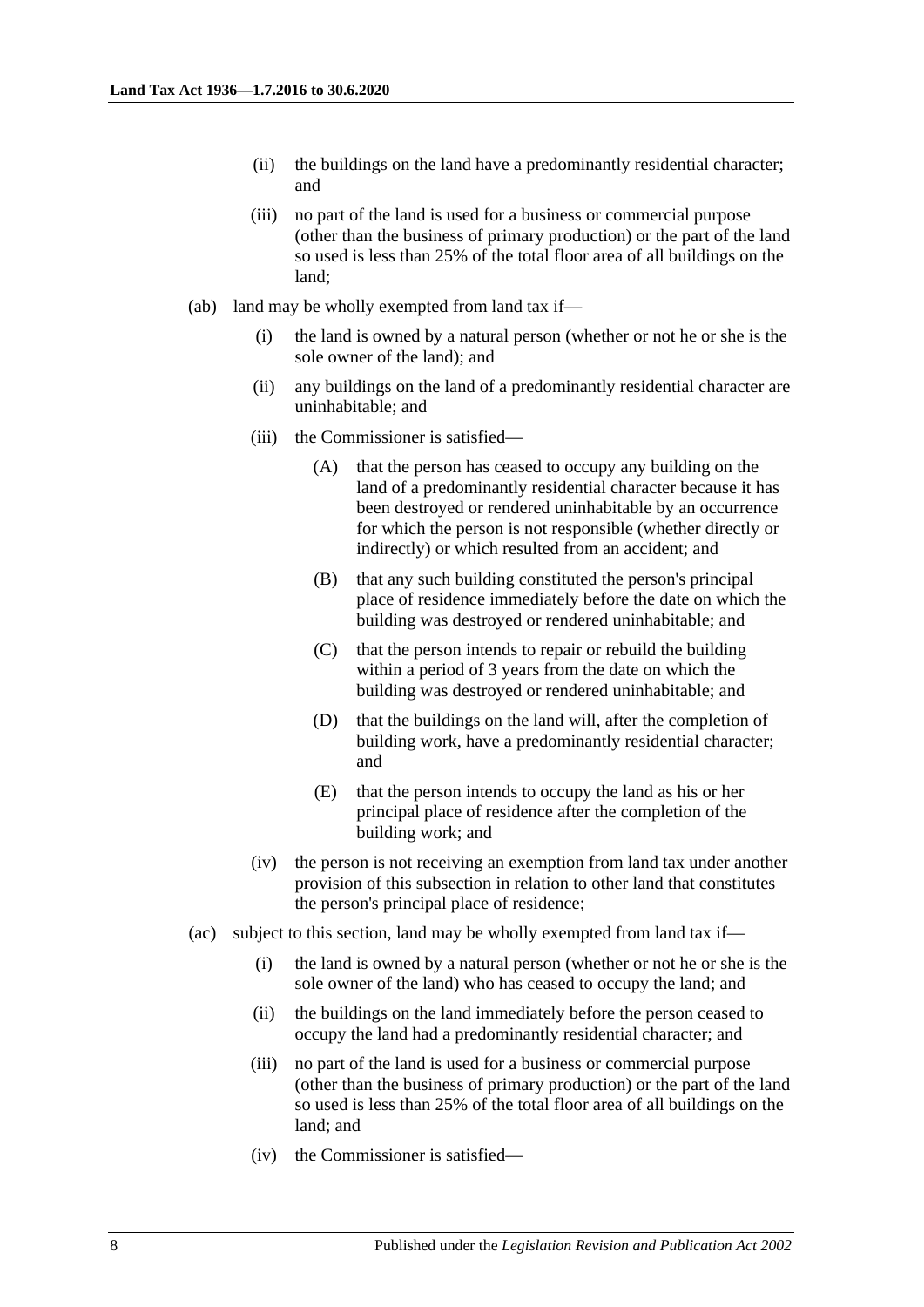(ii) the buildings on the land have a predominantly residential character; and

(iii) no part of the land is used for a business or commercial purpose (other than the business of primary production) or the part of the land so used is less than 25% of the total floor area of all buildings on the land;

(ab) land may be wholly exempted from land tax if—

(i) the land is owned by a natural person (whether or not he or she is the sole owner of the land); and

(ii) any buildings on the land of a predominantly residential character are uninhabitable; and

(iii) the Commissioner is satisfied—

(A) that the person has ceased to occupy any building on the land of a predominantly residential character because it has been destroyed or rendered uninhabitable by an occurrence for which the person is not responsible (whether directly or indirectly) or which resulted from an accident; and

(B) that any such building constituted the person's principal place of residence immediately before the date on which the building was destroyed or rendered uninhabitable; and

(C) that the person intends to repair or rebuild the building within a period of 3 years from the date on which the building was destroyed or rendered uninhabitable; and

(D) that the buildings on the land will, after the completion of building work, have a predominantly residential character; and

(E) that the person intends to occupy the land as his or her principal place of residence after the completion of the building work; and

(iv) the person is not receiving an exemption from land tax under another provision of this subsection in relation to other land that constitutes the person's principal place of residence;

(ac) subject to this section, land may be wholly exempted from land tax if—

(i) the land is owned by a natural person (whether or not he or she is the sole owner of the land) who has ceased to occupy the land; and

(ii) the buildings on the land immediately before the person ceased to occupy the land had a predominantly residential character; and

(iii) no part of the land is used for a business or commercial purpose (other than the business of primary production) or the part of the land so used is less than 25% of the total floor area of all buildings on the land; and

(iv) the Commissioner is satisfied—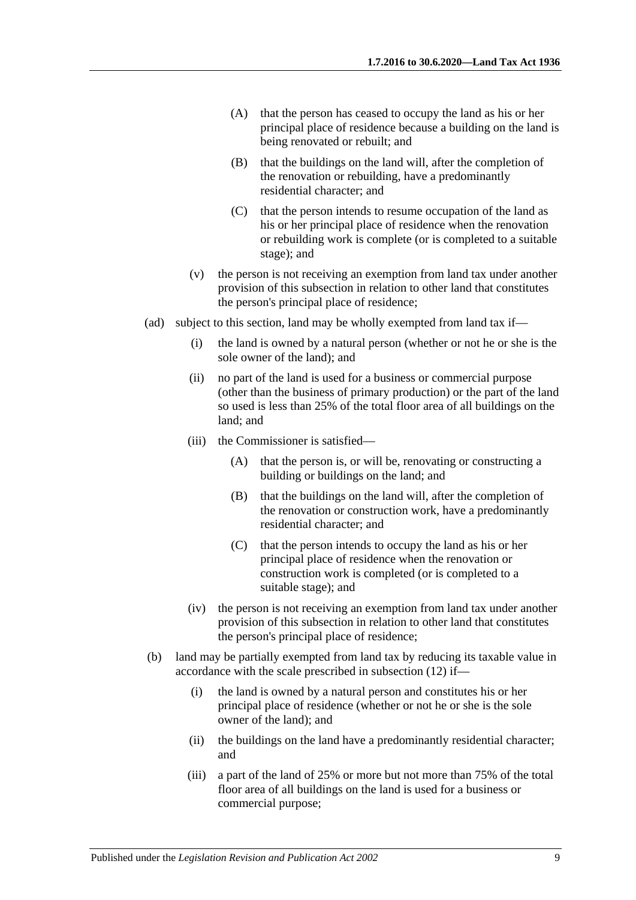(A) that the person has ceased to occupy the land as his or her principal place of residence because a building on the land is being renovated or rebuilt; and

(B) that the buildings on the land will, after the completion of the renovation or rebuilding, have a predominantly residential character; and

(C) that the person intends to resume occupation of the land as his or her principal place of residence when the renovation or rebuilding work is complete (or is completed to a suitable stage); and

(v) the person is not receiving an exemption from land tax under another provision of this subsection in relation to other land that constitutes the person's principal place of residence;

(ad) subject to this section, land may be wholly exempted from land tax if—

(i) the land is owned by a natural person (whether or not he or she is the sole owner of the land); and

(ii) no part of the land is used for a business or commercial purpose (other than the business of primary production) or the part of the land so used is less than 25% of the total floor area of all buildings on the land; and

(iii) the Commissioner is satisfied—

(A) that the person is, or will be, renovating or constructing a building or buildings on the land; and

(B) that the buildings on the land will, after the completion of the renovation or construction work, have a predominantly residential character; and

(C) that the person intends to occupy the land as his or her principal place of residence when the renovation or construction work is completed (or is completed to a suitable stage); and

(iv) the person is not receiving an exemption from land tax under another provision of this subsection in relation to other land that constitutes the person's principal place of residence;

(b) land may be partially exempted from land tax by reducing its taxable value in accordance with the scale prescribed in subsection (12) if—

(i) the land is owned by a natural person and constitutes his or her principal place of residence (whether or not he or she is the sole owner of the land); and

(ii) the buildings on the land have a predominantly residential character; and

(iii) a part of the land of 25% or more but not more than 75% of the total floor area of all buildings on the land is used for a business or commercial purpose;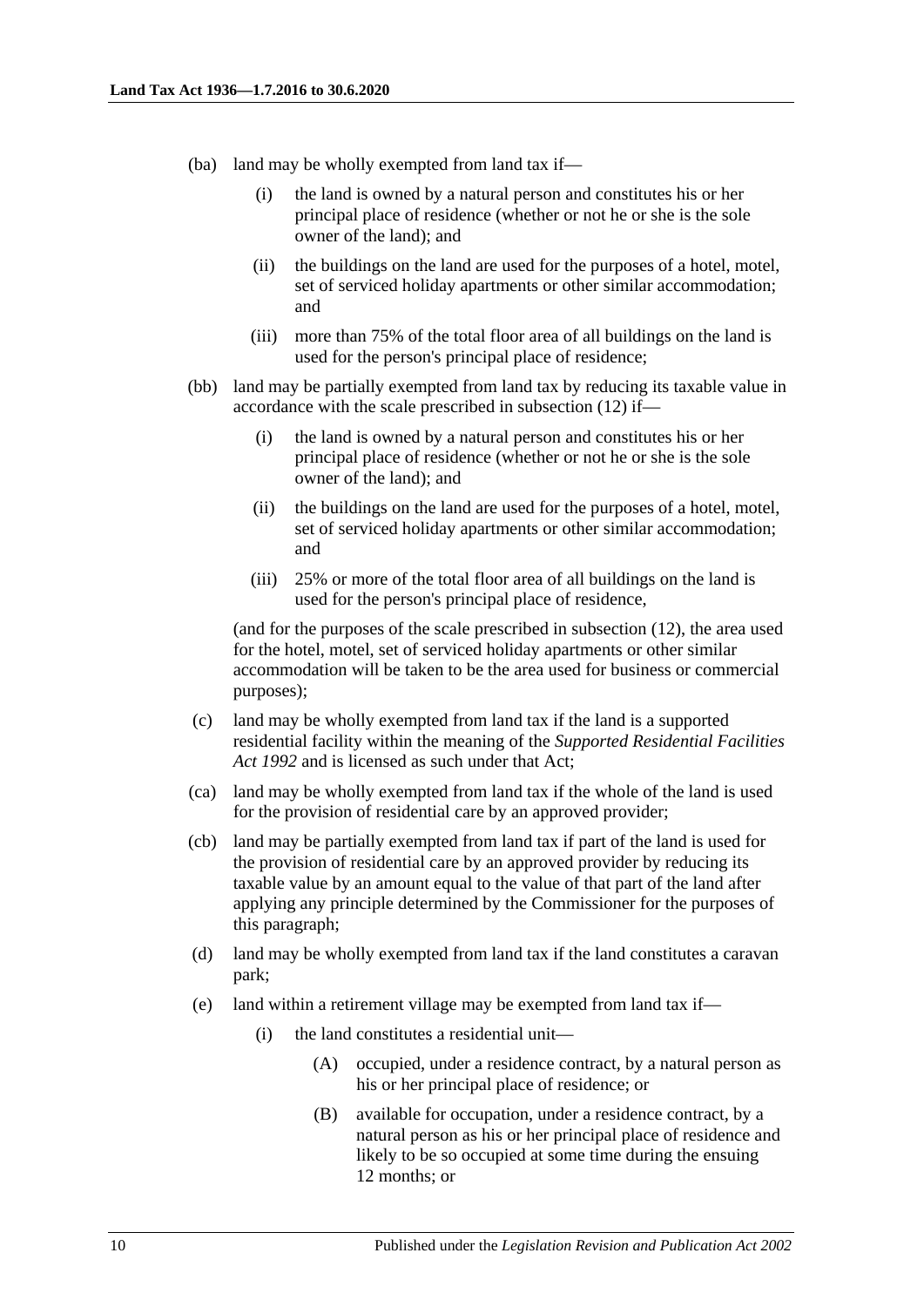(ba) land may be wholly exempted from land tax if—

  (i) the land is owned by a natural person and constitutes his or her principal place of residence (whether or not he or she is the sole owner of the land); and

  (ii) the buildings on the land are used for the purposes of a hotel, motel, set of serviced holiday apartments or other similar accommodation; and

  (iii) more than 75% of the total floor area of all buildings on the land is used for the person's principal place of residence;

(bb) land may be partially exempted from land tax by reducing its taxable value in accordance with the scale prescribed in subsection (12) if—

  (i) the land is owned by a natural person and constitutes his or her principal place of residence (whether or not he or she is the sole owner of the land); and

  (ii) the buildings on the land are used for the purposes of a hotel, motel, set of serviced holiday apartments or other similar accommodation; and

  (iii) 25% or more of the total floor area of all buildings on the land is used for the person's principal place of residence,

  (and for the purposes of the scale prescribed in subsection (12), the area used for the hotel, motel, set of serviced holiday apartments or other similar accommodation will be taken to be the area used for business or commercial purposes);

(c) land may be wholly exempted from land tax if the land is a supported residential facility within the meaning of the *Supported Residential Facilities Act 1992* and is licensed as such under that Act;

(ca) land may be wholly exempted from land tax if the whole of the land is used for the provision of residential care by an approved provider;

(cb) land may be partially exempted from land tax if part of the land is used for the provision of residential care by an approved provider by reducing its taxable value by an amount equal to the value of that part of the land after applying any principle determined by the Commissioner for the purposes of this paragraph;

(d) land may be wholly exempted from land tax if the land constitutes a caravan park;

(e) land within a retirement village may be exempted from land tax if—

  (i) the land constitutes a residential unit—

    (A) occupied, under a residence contract, by a natural person as his or her principal place of residence; or

    (B) available for occupation, under a residence contract, by a natural person as his or her principal place of residence and likely to be so occupied at some time during the ensuing 12 months; or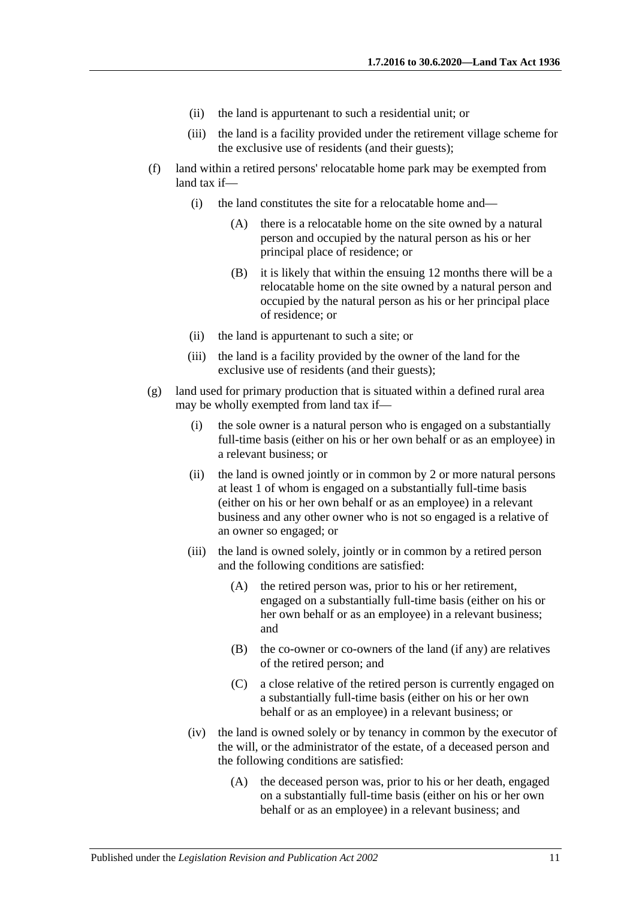(ii) the land is appurtenant to such a residential unit; or

(iii) the land is a facility provided under the retirement village scheme for the exclusive use of residents (and their guests);

(f) land within a retired persons' relocatable home park may be exempted from land tax if—

(i) the land constitutes the site for a relocatable home and—

(A) there is a relocatable home on the site owned by a natural person and occupied by the natural person as his or her principal place of residence; or

(B) it is likely that within the ensuing 12 months there will be a relocatable home on the site owned by a natural person and occupied by the natural person as his or her principal place of residence; or

(ii) the land is appurtenant to such a site; or

(iii) the land is a facility provided by the owner of the land for the exclusive use of residents (and their guests);

(g) land used for primary production that is situated within a defined rural area may be wholly exempted from land tax if—

(i) the sole owner is a natural person who is engaged on a substantially full-time basis (either on his or her own behalf or as an employee) in a relevant business; or

(ii) the land is owned jointly or in common by 2 or more natural persons at least 1 of whom is engaged on a substantially full-time basis (either on his or her own behalf or as an employee) in a relevant business and any other owner who is not so engaged is a relative of an owner so engaged; or

(iii) the land is owned solely, jointly or in common by a retired person and the following conditions are satisfied:

(A) the retired person was, prior to his or her retirement, engaged on a substantially full-time basis (either on his or her own behalf or as an employee) in a relevant business; and

(B) the co-owner or co-owners of the land (if any) are relatives of the retired person; and

(C) a close relative of the retired person is currently engaged on a substantially full-time basis (either on his or her own behalf or as an employee) in a relevant business; or

(iv) the land is owned solely or by tenancy in common by the executor of the will, or the administrator of the estate, of a deceased person and the following conditions are satisfied:

(A) the deceased person was, prior to his or her death, engaged on a substantially full-time basis (either on his or her own behalf or as an employee) in a relevant business; and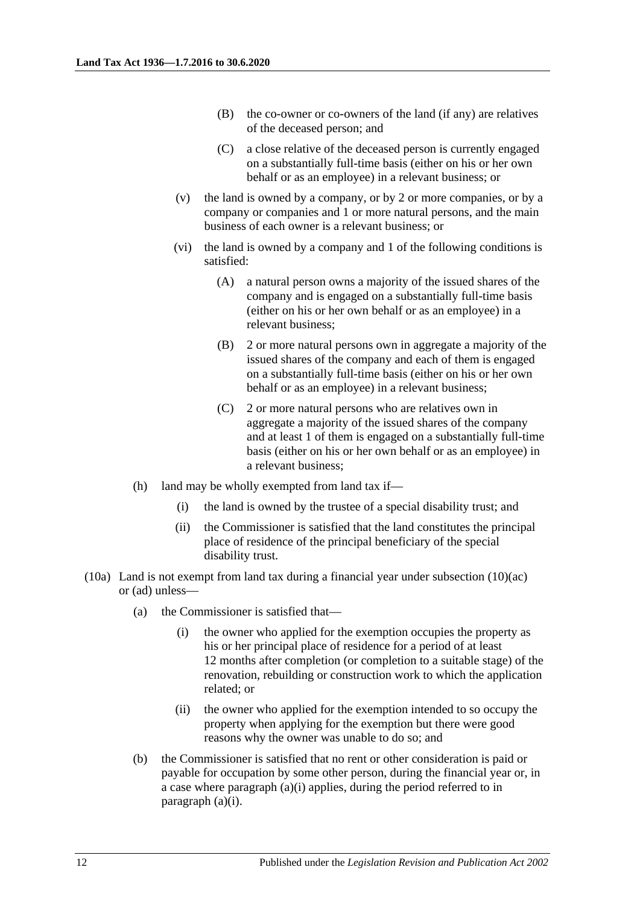(B) the co-owner or co-owners of the land (if any) are relatives of the deceased person; and

(C) a close relative of the deceased person is currently engaged on a substantially full-time basis (either on his or her own behalf or as an employee) in a relevant business; or

(v) the land is owned by a company, or by 2 or more companies, or by a company or companies and 1 or more natural persons, and the main business of each owner is a relevant business; or

(vi) the land is owned by a company and 1 of the following conditions is satisfied:

(A) a natural person owns a majority of the issued shares of the company and is engaged on a substantially full-time basis (either on his or her own behalf or as an employee) in a relevant business;

(B) 2 or more natural persons own in aggregate a majority of the issued shares of the company and each of them is engaged on a substantially full-time basis (either on his or her own behalf or as an employee) in a relevant business;

(C) 2 or more natural persons who are relatives own in aggregate a majority of the issued shares of the company and at least 1 of them is engaged on a substantially full-time basis (either on his or her own behalf or as an employee) in a relevant business;

(h) land may be wholly exempted from land tax if—

(i) the land is owned by the trustee of a special disability trust; and

(ii) the Commissioner is satisfied that the land constitutes the principal place of residence of the principal beneficiary of the special disability trust.

(10a) Land is not exempt from land tax during a financial year under subsection (10)(ac) or (ad) unless—

(a) the Commissioner is satisfied that—

(i) the owner who applied for the exemption occupies the property as his or her principal place of residence for a period of at least 12 months after completion (or completion to a suitable stage) of the renovation, rebuilding or construction work to which the application related; or

(ii) the owner who applied for the exemption intended to so occupy the property when applying for the exemption but there were good reasons why the owner was unable to do so; and

(b) the Commissioner is satisfied that no rent or other consideration is paid or payable for occupation by some other person, during the financial year or, in a case where paragraph (a)(i) applies, during the period referred to in paragraph (a)(i).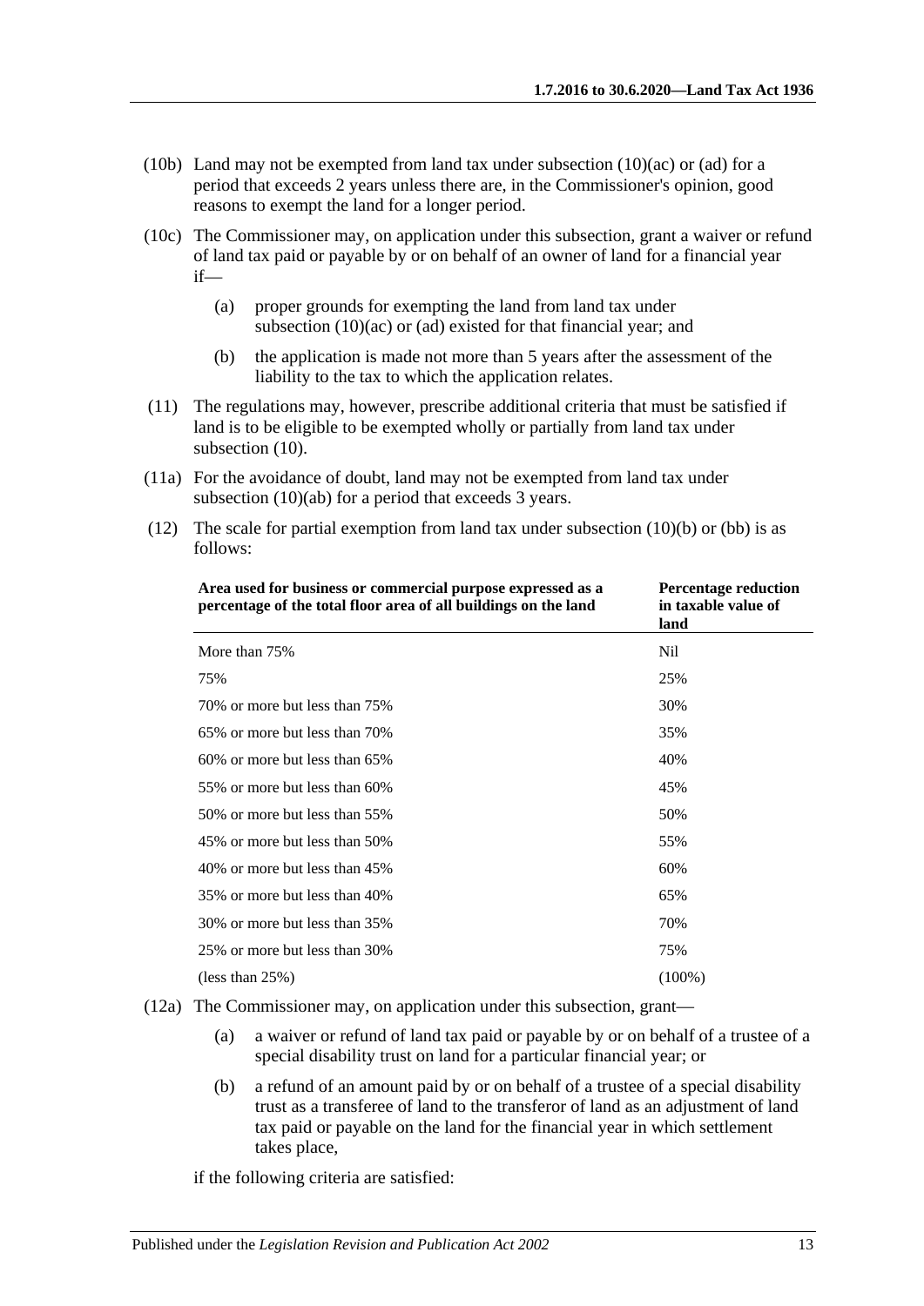(10b) Land may not be exempted from land tax under subsection (10)(ac) or (ad) for a period that exceeds 2 years unless there are, in the Commissioner's opinion, good reasons to exempt the land for a longer period.

(10c) The Commissioner may, on application under this subsection, grant a waiver or refund of land tax paid or payable by or on behalf of an owner of land for a financial year if—

- (a) proper grounds for exempting the land from land tax under subsection (10)(ac) or (ad) existed for that financial year; and
- (b) the application is made not more than 5 years after the assessment of the liability to the tax to which the application relates.

(11) The regulations may, however, prescribe additional criteria that must be satisfied if land is to be eligible to be exempted wholly or partially from land tax under subsection (10).

(11a) For the avoidance of doubt, land may not be exempted from land tax under subsection (10)(ab) for a period that exceeds 3 years.

(12) The scale for partial exemption from land tax under subsection (10)(b) or (bb) is as follows:

| Area used for business or commercial purpose expressed as a percentage of the total floor area of all buildings on the land | Percentage reduction in taxable value of land |
|---|---|
| More than 75% | Nil |
| 75% | 25% |
| 70% or more but less than 75% | 30% |
| 65% or more but less than 70% | 35% |
| 60% or more but less than 65% | 40% |
| 55% or more but less than 60% | 45% |
| 50% or more but less than 55% | 50% |
| 45% or more but less than 50% | 55% |
| 40% or more but less than 45% | 60% |
| 35% or more but less than 40% | 65% |
| 30% or more but less than 35% | 70% |
| 25% or more but less than 30% | 75% |
| (less than 25%) | (100%) |

(12a) The Commissioner may, on application under this subsection, grant—

- (a) a waiver or refund of land tax paid or payable by or on behalf of a trustee of a special disability trust on land for a particular financial year; or
- (b) a refund of an amount paid by or on behalf of a trustee of a special disability trust as a transferee of land to the transferor of land as an adjustment of land tax paid or payable on the land for the financial year in which settlement takes place,

if the following criteria are satisfied: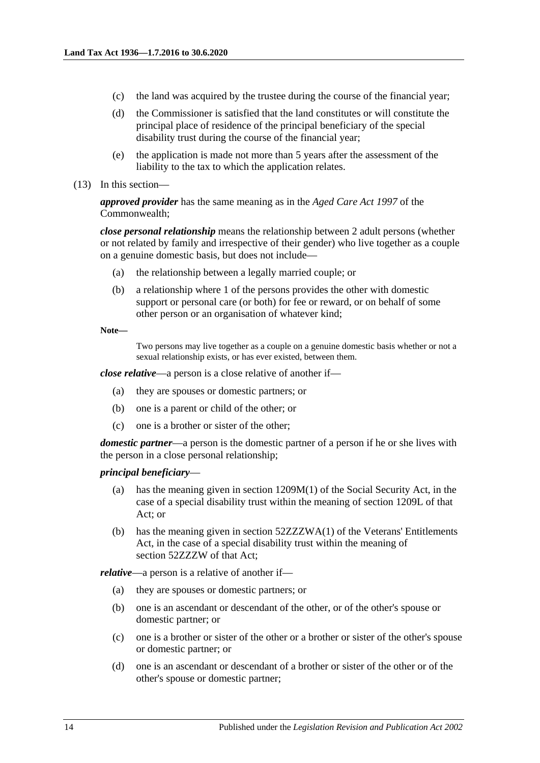(c) the land was acquired by the trustee during the course of the financial year;

(d) the Commissioner is satisfied that the land constitutes or will constitute the principal place of residence of the principal beneficiary of the special disability trust during the course of the financial year;

(e) the application is made not more than 5 years after the assessment of the liability to the tax to which the application relates.

(13) In this section—

***approved provider*** has the same meaning as in the *Aged Care Act 1997* of the Commonwealth;

***close personal relationship*** means the relationship between 2 adult persons (whether or not related by family and irrespective of their gender) who live together as a couple on a genuine domestic basis, but does not include—

(a) the relationship between a legally married couple; or

(b) a relationship where 1 of the persons provides the other with domestic support or personal care (or both) for fee or reward, or on behalf of some other person or an organisation of whatever kind;

**Note—**

Two persons may live together as a couple on a genuine domestic basis whether or not a sexual relationship exists, or has ever existed, between them.

***close relative***—a person is a close relative of another if—

(a) they are spouses or domestic partners; or

(b) one is a parent or child of the other; or

(c) one is a brother or sister of the other;

***domestic partner***—a person is the domestic partner of a person if he or she lives with the person in a close personal relationship;

***principal beneficiary***—

(a) has the meaning given in section 1209M(1) of the Social Security Act, in the case of a special disability trust within the meaning of section 1209L of that Act; or

(b) has the meaning given in section 52ZZZWA(1) of the Veterans' Entitlements Act, in the case of a special disability trust within the meaning of section 52ZZZW of that Act;

***relative***—a person is a relative of another if—

(a) they are spouses or domestic partners; or

(b) one is an ascendant or descendant of the other, or of the other's spouse or domestic partner; or

(c) one is a brother or sister of the other or a brother or sister of the other's spouse or domestic partner; or

(d) one is an ascendant or descendant of a brother or sister of the other or of the other's spouse or domestic partner;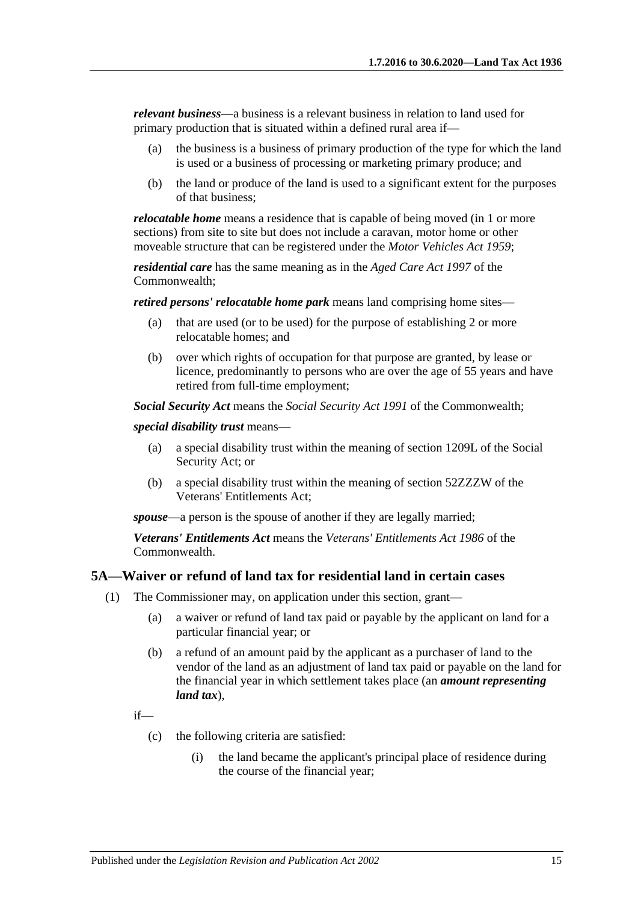***relevant business***—a business is a relevant business in relation to land used for primary production that is situated within a defined rural area if—

(a) the business is a business of primary production of the type for which the land is used or a business of processing or marketing primary produce; and

(b) the land or produce of the land is used to a significant extent for the purposes of that business;

***relocatable home*** means a residence that is capable of being moved (in 1 or more sections) from site to site but does not include a caravan, motor home or other moveable structure that can be registered under the *Motor Vehicles Act 1959*;

***residential care*** has the same meaning as in the *Aged Care Act 1997* of the Commonwealth;

***retired persons' relocatable home park*** means land comprising home sites—

(a) that are used (or to be used) for the purpose of establishing 2 or more relocatable homes; and

(b) over which rights of occupation for that purpose are granted, by lease or licence, predominantly to persons who are over the age of 55 years and have retired from full-time employment;

***Social Security Act*** means the *Social Security Act 1991* of the Commonwealth;

***special disability trust*** means—

(a) a special disability trust within the meaning of section 1209L of the Social Security Act; or

(b) a special disability trust within the meaning of section 52ZZZW of the Veterans' Entitlements Act;

***spouse***—a person is the spouse of another if they are legally married;

***Veterans' Entitlements Act*** means the *Veterans' Entitlements Act 1986* of the Commonwealth.

## 5A—Waiver or refund of land tax for residential land in certain cases

(1) The Commissioner may, on application under this section, grant—

(a) a waiver or refund of land tax paid or payable by the applicant on land for a particular financial year; or

(b) a refund of an amount paid by the applicant as a purchaser of land to the vendor of the land as an adjustment of land tax paid or payable on the land for the financial year in which settlement takes place (an ***amount representing land tax***),

if—

(c) the following criteria are satisfied:

(i) the land became the applicant's principal place of residence during the course of the financial year;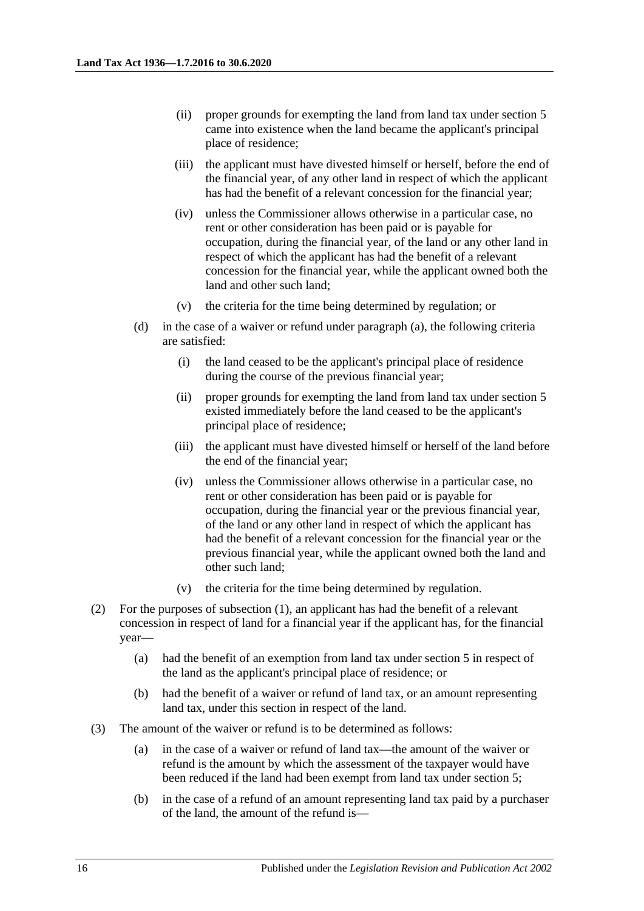(ii) proper grounds for exempting the land from land tax under section 5 came into existence when the land became the applicant's principal place of residence;

(iii) the applicant must have divested himself or herself, before the end of the financial year, of any other land in respect of which the applicant has had the benefit of a relevant concession for the financial year;

(iv) unless the Commissioner allows otherwise in a particular case, no rent or other consideration has been paid or is payable for occupation, during the financial year, of the land or any other land in respect of which the applicant has had the benefit of a relevant concession for the financial year, while the applicant owned both the land and other such land;

(v) the criteria for the time being determined by regulation; or

(d) in the case of a waiver or refund under paragraph (a), the following criteria are satisfied:

(i) the land ceased to be the applicant's principal place of residence during the course of the previous financial year;

(ii) proper grounds for exempting the land from land tax under section 5 existed immediately before the land ceased to be the applicant's principal place of residence;

(iii) the applicant must have divested himself or herself of the land before the end of the financial year;

(iv) unless the Commissioner allows otherwise in a particular case, no rent or other consideration has been paid or is payable for occupation, during the financial year or the previous financial year, of the land or any other land in respect of which the applicant has had the benefit of a relevant concession for the financial year or the previous financial year, while the applicant owned both the land and other such land;

(v) the criteria for the time being determined by regulation.

(2) For the purposes of subsection (1), an applicant has had the benefit of a relevant concession in respect of land for a financial year if the applicant has, for the financial year—

(a) had the benefit of an exemption from land tax under section 5 in respect of the land as the applicant's principal place of residence; or

(b) had the benefit of a waiver or refund of land tax, or an amount representing land tax, under this section in respect of the land.

(3) The amount of the waiver or refund is to be determined as follows:

(a) in the case of a waiver or refund of land tax—the amount of the waiver or refund is the amount by which the assessment of the taxpayer would have been reduced if the land had been exempt from land tax under section 5;

(b) in the case of a refund of an amount representing land tax paid by a purchaser of the land, the amount of the refund is—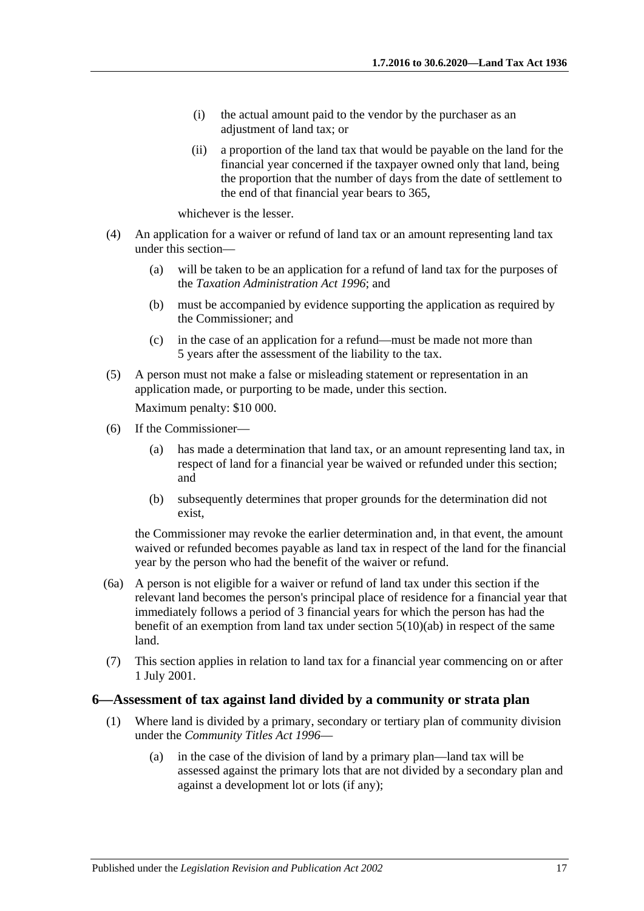(i) the actual amount paid to the vendor by the purchaser as an adjustment of land tax; or

(ii) a proportion of the land tax that would be payable on the land for the financial year concerned if the taxpayer owned only that land, being the proportion that the number of days from the date of settlement to the end of that financial year bears to 365,

whichever is the lesser.

(4) An application for a waiver or refund of land tax or an amount representing land tax under this section—

(a) will be taken to be an application for a refund of land tax for the purposes of the *Taxation Administration Act 1996*; and

(b) must be accompanied by evidence supporting the application as required by the Commissioner; and

(c) in the case of an application for a refund—must be made not more than 5 years after the assessment of the liability to the tax.

(5) A person must not make a false or misleading statement or representation in an application made, or purporting to be made, under this section.

Maximum penalty: $10 000.

(6) If the Commissioner—

(a) has made a determination that land tax, or an amount representing land tax, in respect of land for a financial year be waived or refunded under this section; and

(b) subsequently determines that proper grounds for the determination did not exist,

the Commissioner may revoke the earlier determination and, in that event, the amount waived or refunded becomes payable as land tax in respect of the land for the financial year by the person who had the benefit of the waiver or refund.

(6a) A person is not eligible for a waiver or refund of land tax under this section if the relevant land becomes the person's principal place of residence for a financial year that immediately follows a period of 3 financial years for which the person has had the benefit of an exemption from land tax under section 5(10)(ab) in respect of the same land.

(7) This section applies in relation to land tax for a financial year commencing on or after 1 July 2001.

## 6—Assessment of tax against land divided by a community or strata plan

(1) Where land is divided by a primary, secondary or tertiary plan of community division under the *Community Titles Act 1996*—

(a) in the case of the division of land by a primary plan—land tax will be assessed against the primary lots that are not divided by a secondary plan and against a development lot or lots (if any);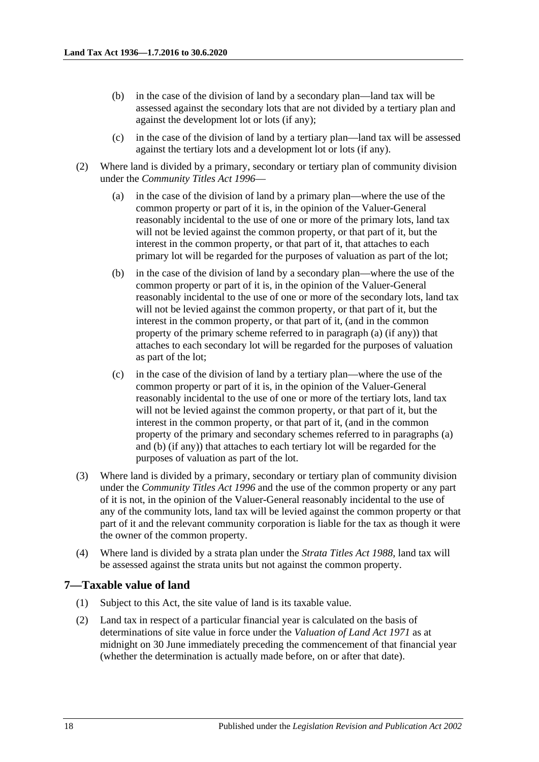(b) in the case of the division of land by a secondary plan—land tax will be assessed against the secondary lots that are not divided by a tertiary plan and against the development lot or lots (if any);

(c) in the case of the division of land by a tertiary plan—land tax will be assessed against the tertiary lots and a development lot or lots (if any).

(2) Where land is divided by a primary, secondary or tertiary plan of community division under the *Community Titles Act 1996*—

(a) in the case of the division of land by a primary plan—where the use of the common property or part of it is, in the opinion of the Valuer-General reasonably incidental to the use of one or more of the primary lots, land tax will not be levied against the common property, or that part of it, but the interest in the common property, or that part of it, that attaches to each primary lot will be regarded for the purposes of valuation as part of the lot;

(b) in the case of the division of land by a secondary plan—where the use of the common property or part of it is, in the opinion of the Valuer-General reasonably incidental to the use of one or more of the secondary lots, land tax will not be levied against the common property, or that part of it, but the interest in the common property, or that part of it, (and in the common property of the primary scheme referred to in paragraph (a) (if any)) that attaches to each secondary lot will be regarded for the purposes of valuation as part of the lot;

(c) in the case of the division of land by a tertiary plan—where the use of the common property or part of it is, in the opinion of the Valuer-General reasonably incidental to the use of one or more of the tertiary lots, land tax will not be levied against the common property, or that part of it, but the interest in the common property, or that part of it, (and in the common property of the primary and secondary schemes referred to in paragraphs (a) and (b) (if any)) that attaches to each tertiary lot will be regarded for the purposes of valuation as part of the lot.

(3) Where land is divided by a primary, secondary or tertiary plan of community division under the *Community Titles Act 1996* and the use of the common property or any part of it is not, in the opinion of the Valuer-General reasonably incidental to the use of any of the community lots, land tax will be levied against the common property or that part of it and the relevant community corporation is liable for the tax as though it were the owner of the common property.

(4) Where land is divided by a strata plan under the *Strata Titles Act 1988*, land tax will be assessed against the strata units but not against the common property.

## 7—Taxable value of land

(1) Subject to this Act, the site value of land is its taxable value.

(2) Land tax in respect of a particular financial year is calculated on the basis of determinations of site value in force under the *Valuation of Land Act 1971* as at midnight on 30 June immediately preceding the commencement of that financial year (whether the determination is actually made before, on or after that date).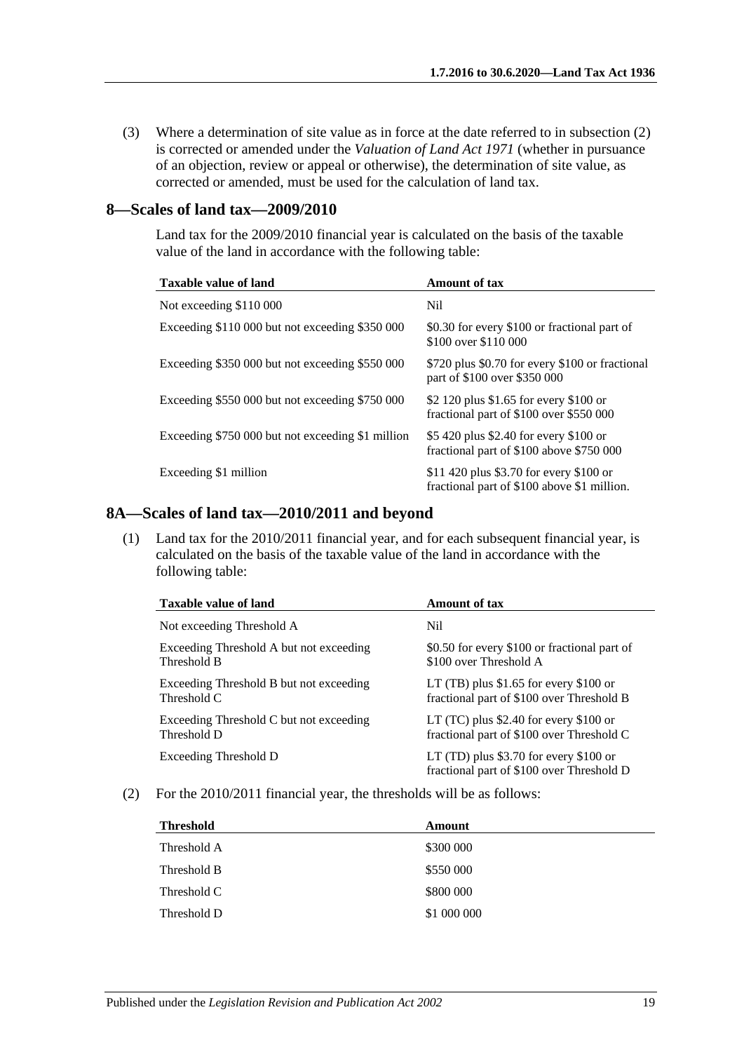(3) Where a determination of site value as in force at the date referred to in subsection (2) is corrected or amended under the *Valuation of Land Act 1971* (whether in pursuance of an objection, review or appeal or otherwise), the determination of site value, as corrected or amended, must be used for the calculation of land tax.

## 8—Scales of land tax—2009/2010

Land tax for the 2009/2010 financial year is calculated on the basis of the taxable value of the land in accordance with the following table:

| Taxable value of land | Amount of tax |
|---|---|
| Not exceeding $110 000 | Nil |
| Exceeding $110 000 but not exceeding $350 000 | $0.30 for every $100 or fractional part of $100 over $110 000 |
| Exceeding $350 000 but not exceeding $550 000 | $720 plus $0.70 for every $100 or fractional part of $100 over $350 000 |
| Exceeding $550 000 but not exceeding $750 000 | $2 120 plus $1.65 for every $100 or fractional part of $100 over $550 000 |
| Exceeding $750 000 but not exceeding $1 million | $5 420 plus $2.40 for every $100 or fractional part of $100 above $750 000 |
| Exceeding $1 million | $11 420 plus $3.70 for every $100 or fractional part of $100 above $1 million. |

## 8A—Scales of land tax—2010/2011 and beyond

(1) Land tax for the 2010/2011 financial year, and for each subsequent financial year, is calculated on the basis of the taxable value of the land in accordance with the following table:

| Taxable value of land | Amount of tax |
|---|---|
| Not exceeding Threshold A | Nil |
| Exceeding Threshold A but not exceeding Threshold B | $0.50 for every $100 or fractional part of $100 over Threshold A |
| Exceeding Threshold B but not exceeding Threshold C | LT (TB) plus $1.65 for every $100 or fractional part of $100 over Threshold B |
| Exceeding Threshold C but not exceeding Threshold D | LT (TC) plus $2.40 for every $100 or fractional part of $100 over Threshold C |
| Exceeding Threshold D | LT (TD) plus $3.70 for every $100 or fractional part of $100 over Threshold D |

(2) For the 2010/2011 financial year, the thresholds will be as follows:

| Threshold | Amount |
|---|---|
| Threshold A | $300 000 |
| Threshold B | $550 000 |
| Threshold C | $800 000 |
| Threshold D | $1 000 000 |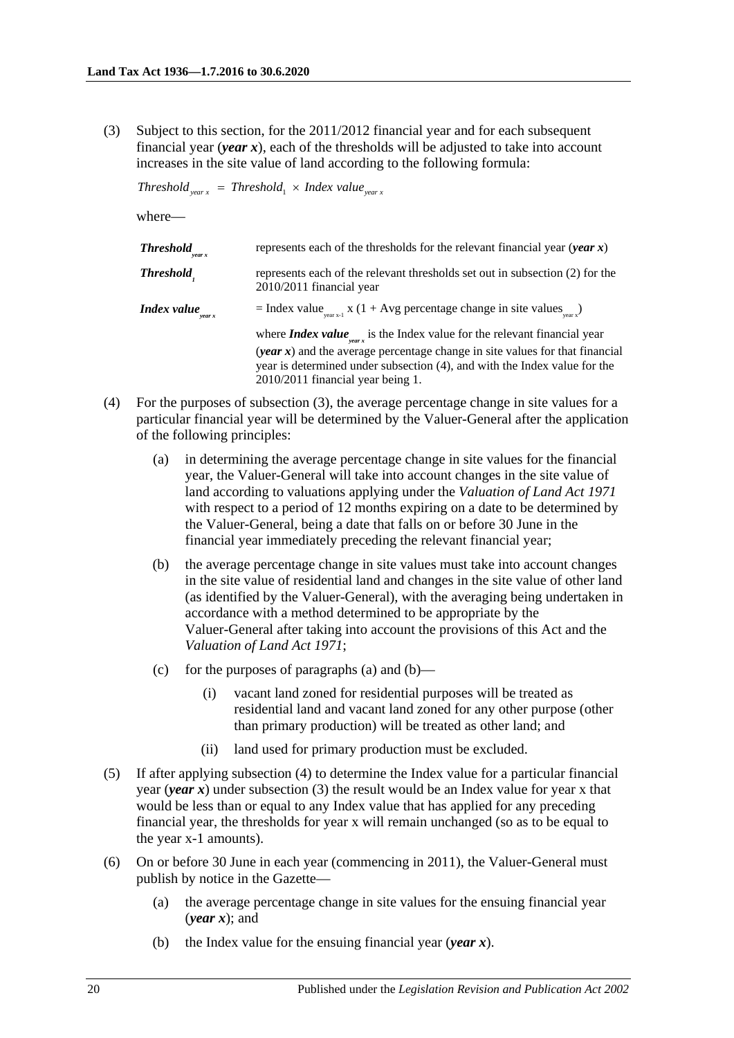(3) Subject to this section, for the 2011/2012 financial year and for each subsequent financial year (***year x***), each of the thresholds will be adjusted to take into account increases in the site value of land according to the following formula:

$$Threshold_{year\ x} = Threshold_1 \times Index\ value_{year\ x}$$

where—

| | |
|---|---|
| $\boldsymbol{Threshold_{year\ x}}$ | represents each of the thresholds for the relevant financial year (***year x***) |
| $\boldsymbol{Threshold_1}$ | represents each of the relevant thresholds set out in subsection (2) for the 2010/2011 financial year |
| $\boldsymbol{Index\ value_{year\ x}}$ | = Index $value_{year\ x-1}$ x (1 + Avg percentage change in site $values_{year\ x}$) <br><br> where ***Index value***$_{year\ x}$ is the Index value for the relevant financial year (***year x***) and the average percentage change in site values for that financial year is determined under subsection (4), and with the Index value for the 2010/2011 financial year being 1. |

(4) For the purposes of subsection (3), the average percentage change in site values for a particular financial year will be determined by the Valuer-General after the application of the following principles:

(a) in determining the average percentage change in site values for the financial year, the Valuer-General will take into account changes in the site value of land according to valuations applying under the *Valuation of Land Act 1971* with respect to a period of 12 months expiring on a date to be determined by the Valuer-General, being a date that falls on or before 30 June in the financial year immediately preceding the relevant financial year;

(b) the average percentage change in site values must take into account changes in the site value of residential land and changes in the site value of other land (as identified by the Valuer-General), with the averaging being undertaken in accordance with a method determined to be appropriate by the Valuer-General after taking into account the provisions of this Act and the *Valuation of Land Act 1971*;

(c) for the purposes of paragraphs (a) and (b)—

(i) vacant land zoned for residential purposes will be treated as residential land and vacant land zoned for any other purpose (other than primary production) will be treated as other land; and

(ii) land used for primary production must be excluded.

(5) If after applying subsection (4) to determine the Index value for a particular financial year (***year x***) under subsection (3) the result would be an Index value for year x that would be less than or equal to any Index value that has applied for any preceding financial year, the thresholds for year x will remain unchanged (so as to be equal to the year x-1 amounts).

(6) On or before 30 June in each year (commencing in 2011), the Valuer-General must publish by notice in the Gazette—

(a) the average percentage change in site values for the ensuing financial year (***year x***); and

(b) the Index value for the ensuing financial year (***year x***).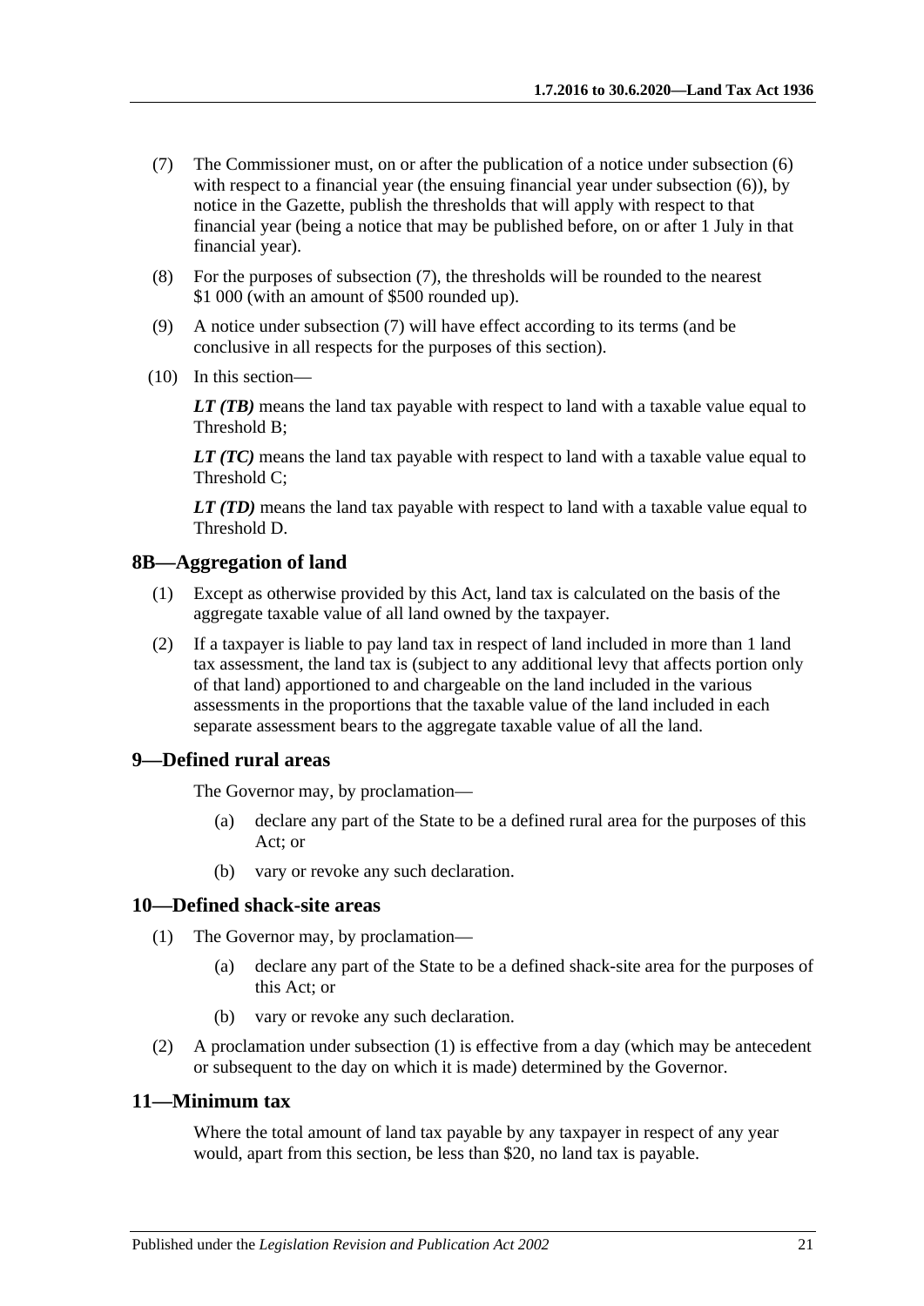(7) The Commissioner must, on or after the publication of a notice under subsection (6) with respect to a financial year (the ensuing financial year under subsection (6)), by notice in the Gazette, publish the thresholds that will apply with respect to that financial year (being a notice that may be published before, on or after 1 July in that financial year).

(8) For the purposes of subsection (7), the thresholds will be rounded to the nearest $1 000 (with an amount of $500 rounded up).

(9) A notice under subsection (7) will have effect according to its terms (and be conclusive in all respects for the purposes of this section).

(10) In this section—

***LT (TB)*** means the land tax payable with respect to land with a taxable value equal to Threshold B;

***LT (TC)*** means the land tax payable with respect to land with a taxable value equal to Threshold C;

***LT (TD)*** means the land tax payable with respect to land with a taxable value equal to Threshold D.

## 8B—Aggregation of land

(1) Except as otherwise provided by this Act, land tax is calculated on the basis of the aggregate taxable value of all land owned by the taxpayer.

(2) If a taxpayer is liable to pay land tax in respect of land included in more than 1 land tax assessment, the land tax is (subject to any additional levy that affects portion only of that land) apportioned to and chargeable on the land included in the various assessments in the proportions that the taxable value of the land included in each separate assessment bears to the aggregate taxable value of all the land.

## 9—Defined rural areas

The Governor may, by proclamation—

(a) declare any part of the State to be a defined rural area for the purposes of this Act; or

(b) vary or revoke any such declaration.

## 10—Defined shack-site areas

(1) The Governor may, by proclamation—

(a) declare any part of the State to be a defined shack-site area for the purposes of this Act; or

(b) vary or revoke any such declaration.

(2) A proclamation under subsection (1) is effective from a day (which may be antecedent or subsequent to the day on which it is made) determined by the Governor.

## 11—Minimum tax

Where the total amount of land tax payable by any taxpayer in respect of any year would, apart from this section, be less than $20, no land tax is payable.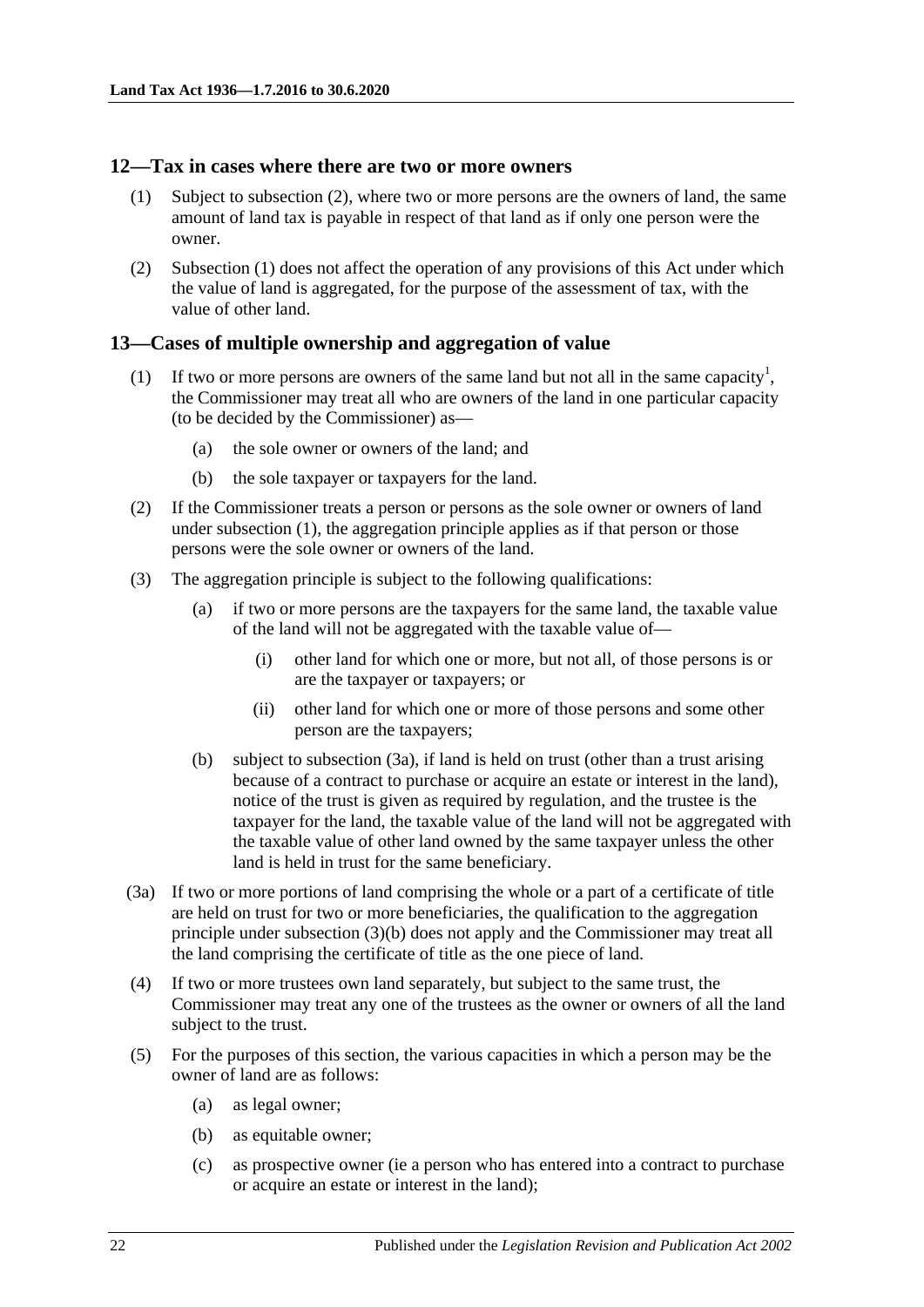## 12—Tax in cases where there are two or more owners

(1) Subject to subsection (2), where two or more persons are the owners of land, the same amount of land tax is payable in respect of that land as if only one person were the owner.

(2) Subsection (1) does not affect the operation of any provisions of this Act under which the value of land is aggregated, for the purpose of the assessment of tax, with the value of other land.

## 13—Cases of multiple ownership and aggregation of value

(1) If two or more persons are owners of the same land but not all in the same capacity[1], the Commissioner may treat all who are owners of the land in one particular capacity (to be decided by the Commissioner) as—

- (a) the sole owner or owners of the land; and
- (b) the sole taxpayer or taxpayers for the land.

(2) If the Commissioner treats a person or persons as the sole owner or owners of land under subsection (1), the aggregation principle applies as if that person or those persons were the sole owner or owners of the land.

(3) The aggregation principle is subject to the following qualifications:

- (a) if two or more persons are the taxpayers for the same land, the taxable value of the land will not be aggregated with the taxable value of—
  - (i) other land for which one or more, but not all, of those persons is or are the taxpayer or taxpayers; or
  - (ii) other land for which one or more of those persons and some other person are the taxpayers;
- (b) subject to subsection (3a), if land is held on trust (other than a trust arising because of a contract to purchase or acquire an estate or interest in the land), notice of the trust is given as required by regulation, and the trustee is the taxpayer for the land, the taxable value of the land will not be aggregated with the taxable value of other land owned by the same taxpayer unless the other land is held in trust for the same beneficiary.

(3a) If two or more portions of land comprising the whole or a part of a certificate of title are held on trust for two or more beneficiaries, the qualification to the aggregation principle under subsection (3)(b) does not apply and the Commissioner may treat all the land comprising the certificate of title as the one piece of land.

(4) If two or more trustees own land separately, but subject to the same trust, the Commissioner may treat any one of the trustees as the owner or owners of all the land subject to the trust.

(5) For the purposes of this section, the various capacities in which a person may be the owner of land are as follows:

- (a) as legal owner;
- (b) as equitable owner;
- (c) as prospective owner (ie a person who has entered into a contract to purchase or acquire an estate or interest in the land);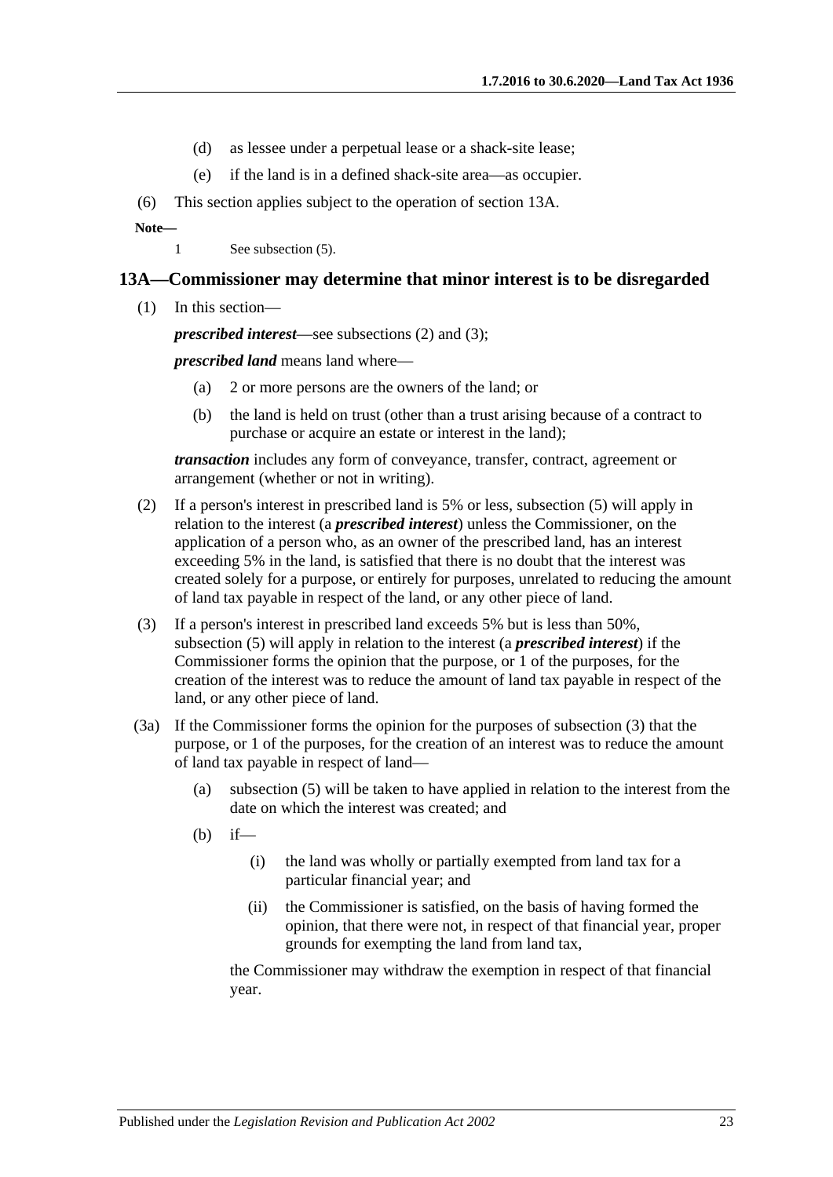(d) as lessee under a perpetual lease or a shack-site lease;

(e) if the land is in a defined shack-site area—as occupier.

(6) This section applies subject to the operation of section 13A.

**Note—**

1 See subsection (5).

### 13A—Commissioner may determine that minor interest is to be disregarded

(1) In this section—

***prescribed interest***—see subsections (2) and (3);

***prescribed land*** means land where—

(a) 2 or more persons are the owners of the land; or

(b) the land is held on trust (other than a trust arising because of a contract to purchase or acquire an estate or interest in the land);

***transaction*** includes any form of conveyance, transfer, contract, agreement or arrangement (whether or not in writing).

(2) If a person's interest in prescribed land is 5% or less, subsection (5) will apply in relation to the interest (a ***prescribed interest***) unless the Commissioner, on the application of a person who, as an owner of the prescribed land, has an interest exceeding 5% in the land, is satisfied that there is no doubt that the interest was created solely for a purpose, or entirely for purposes, unrelated to reducing the amount of land tax payable in respect of the land, or any other piece of land.

(3) If a person's interest in prescribed land exceeds 5% but is less than 50%, subsection (5) will apply in relation to the interest (a ***prescribed interest***) if the Commissioner forms the opinion that the purpose, or 1 of the purposes, for the creation of the interest was to reduce the amount of land tax payable in respect of the land, or any other piece of land.

(3a) If the Commissioner forms the opinion for the purposes of subsection (3) that the purpose, or 1 of the purposes, for the creation of an interest was to reduce the amount of land tax payable in respect of land—

(a) subsection (5) will be taken to have applied in relation to the interest from the date on which the interest was created; and

(b) if—

(i) the land was wholly or partially exempted from land tax for a particular financial year; and

(ii) the Commissioner is satisfied, on the basis of having formed the opinion, that there were not, in respect of that financial year, proper grounds for exempting the land from land tax,

the Commissioner may withdraw the exemption in respect of that financial year.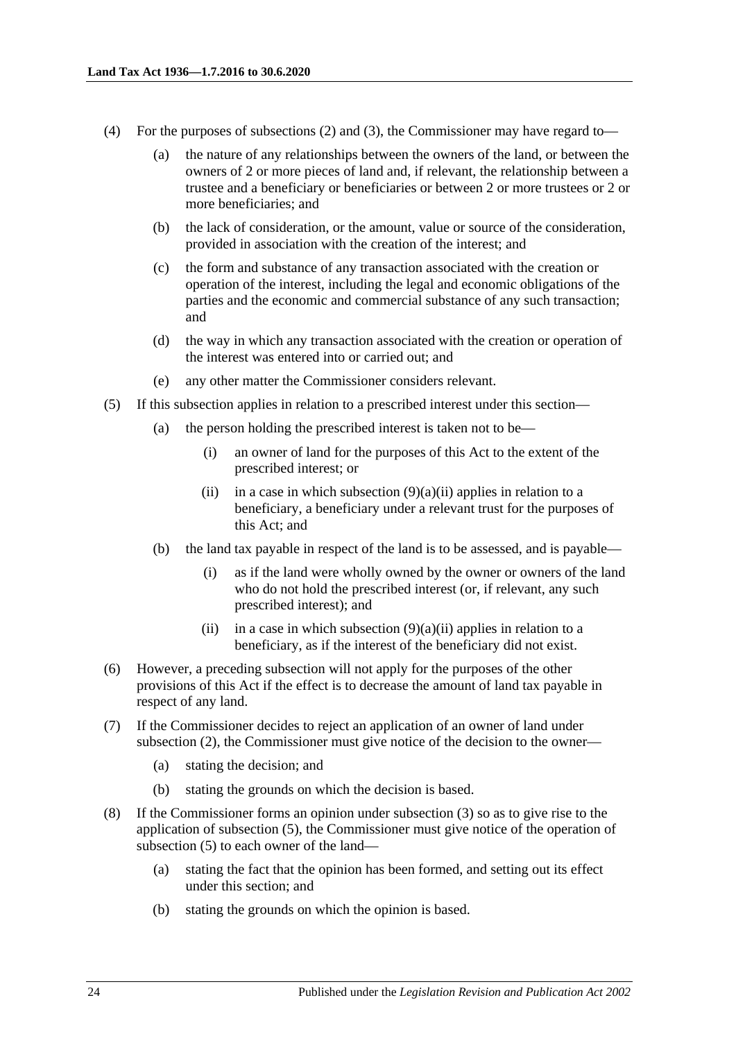(4) For the purposes of subsections (2) and (3), the Commissioner may have regard to—

  (a) the nature of any relationships between the owners of the land, or between the owners of 2 or more pieces of land and, if relevant, the relationship between a trustee and a beneficiary or beneficiaries or between 2 or more trustees or 2 or more beneficiaries; and

  (b) the lack of consideration, or the amount, value or source of the consideration, provided in association with the creation of the interest; and

  (c) the form and substance of any transaction associated with the creation or operation of the interest, including the legal and economic obligations of the parties and the economic and commercial substance of any such transaction; and

  (d) the way in which any transaction associated with the creation or operation of the interest was entered into or carried out; and

  (e) any other matter the Commissioner considers relevant.

(5) If this subsection applies in relation to a prescribed interest under this section—

  (a) the person holding the prescribed interest is taken not to be—

    (i) an owner of land for the purposes of this Act to the extent of the prescribed interest; or

    (ii) in a case in which subsection (9)(a)(ii) applies in relation to a beneficiary, a beneficiary under a relevant trust for the purposes of this Act; and

  (b) the land tax payable in respect of the land is to be assessed, and is payable—

    (i) as if the land were wholly owned by the owner or owners of the land who do not hold the prescribed interest (or, if relevant, any such prescribed interest); and

    (ii) in a case in which subsection (9)(a)(ii) applies in relation to a beneficiary, as if the interest of the beneficiary did not exist.

(6) However, a preceding subsection will not apply for the purposes of the other provisions of this Act if the effect is to decrease the amount of land tax payable in respect of any land.

(7) If the Commissioner decides to reject an application of an owner of land under subsection (2), the Commissioner must give notice of the decision to the owner—

  (a) stating the decision; and

  (b) stating the grounds on which the decision is based.

(8) If the Commissioner forms an opinion under subsection (3) so as to give rise to the application of subsection (5), the Commissioner must give notice of the operation of subsection (5) to each owner of the land—

  (a) stating the fact that the opinion has been formed, and setting out its effect under this section; and

  (b) stating the grounds on which the opinion is based.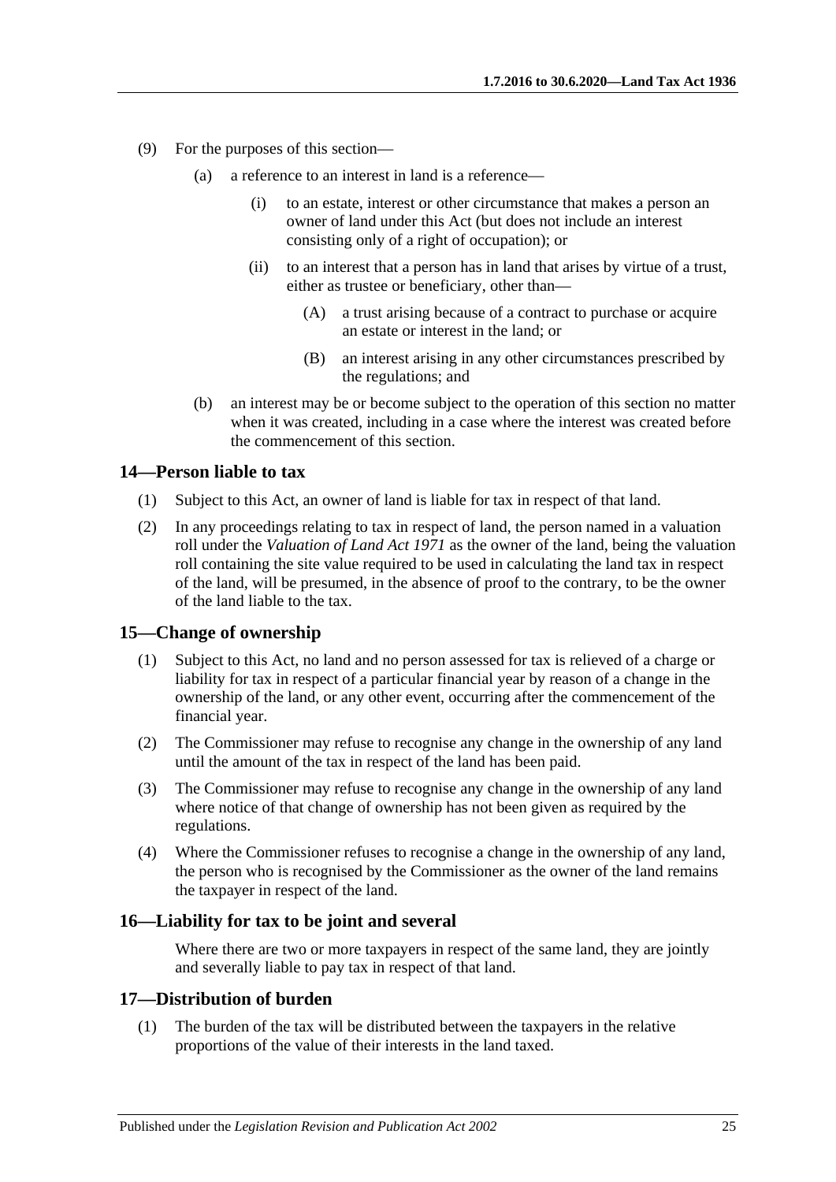(9) For the purposes of this section—

(a) a reference to an interest in land is a reference—

(i) to an estate, interest or other circumstance that makes a person an owner of land under this Act (but does not include an interest consisting only of a right of occupation); or

(ii) to an interest that a person has in land that arises by virtue of a trust, either as trustee or beneficiary, other than—

(A) a trust arising because of a contract to purchase or acquire an estate or interest in the land; or

(B) an interest arising in any other circumstances prescribed by the regulations; and

(b) an interest may be or become subject to the operation of this section no matter when it was created, including in a case where the interest was created before the commencement of this section.

## 14—Person liable to tax

(1) Subject to this Act, an owner of land is liable for tax in respect of that land.

(2) In any proceedings relating to tax in respect of land, the person named in a valuation roll under the *Valuation of Land Act 1971* as the owner of the land, being the valuation roll containing the site value required to be used in calculating the land tax in respect of the land, will be presumed, in the absence of proof to the contrary, to be the owner of the land liable to the tax.

## 15—Change of ownership

(1) Subject to this Act, no land and no person assessed for tax is relieved of a charge or liability for tax in respect of a particular financial year by reason of a change in the ownership of the land, or any other event, occurring after the commencement of the financial year.

(2) The Commissioner may refuse to recognise any change in the ownership of any land until the amount of the tax in respect of the land has been paid.

(3) The Commissioner may refuse to recognise any change in the ownership of any land where notice of that change of ownership has not been given as required by the regulations.

(4) Where the Commissioner refuses to recognise a change in the ownership of any land, the person who is recognised by the Commissioner as the owner of the land remains the taxpayer in respect of the land.

## 16—Liability for tax to be joint and several

Where there are two or more taxpayers in respect of the same land, they are jointly and severally liable to pay tax in respect of that land.

## 17—Distribution of burden

(1) The burden of the tax will be distributed between the taxpayers in the relative proportions of the value of their interests in the land taxed.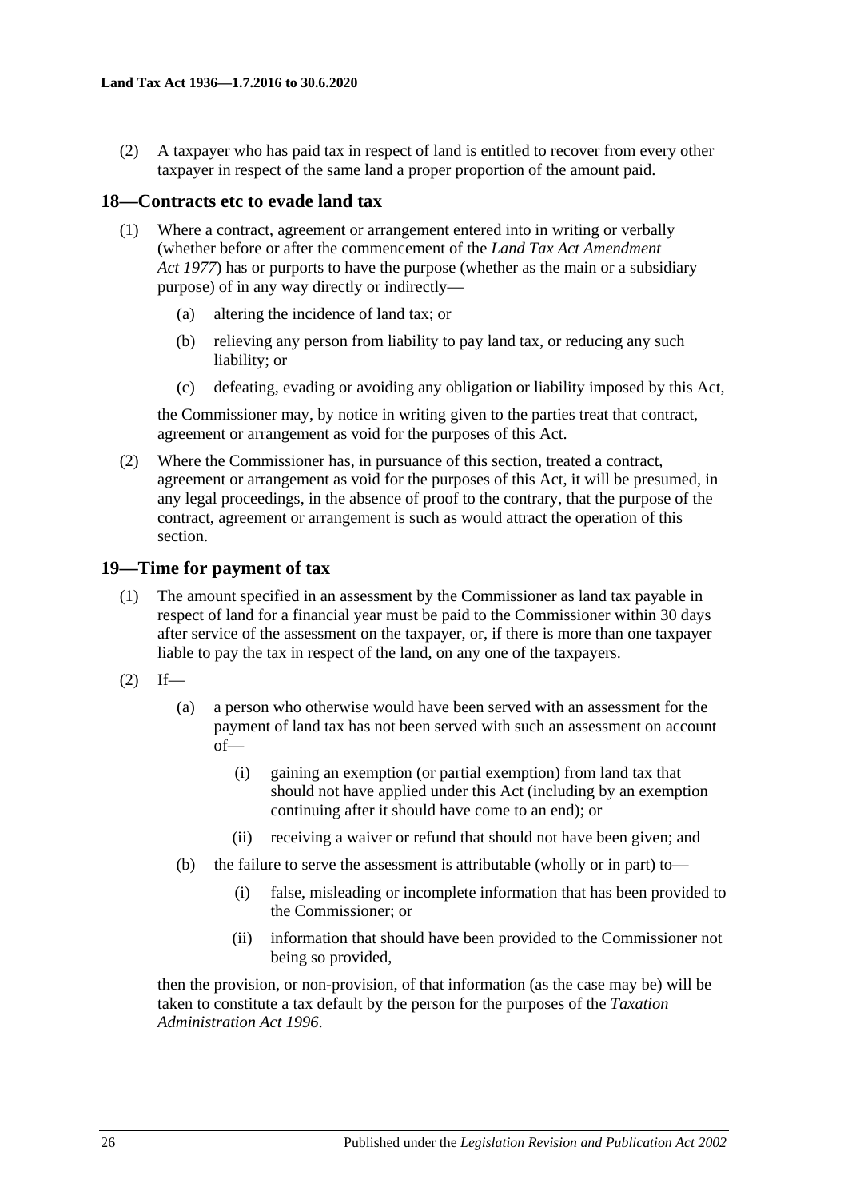(2) A taxpayer who has paid tax in respect of land is entitled to recover from every other taxpayer in respect of the same land a proper proportion of the amount paid.

## 18—Contracts etc to evade land tax

(1) Where a contract, agreement or arrangement entered into in writing or verbally (whether before or after the commencement of the *Land Tax Act Amendment Act 1977*) has or purports to have the purpose (whether as the main or a subsidiary purpose) of in any way directly or indirectly—

(a) altering the incidence of land tax; or

(b) relieving any person from liability to pay land tax, or reducing any such liability; or

(c) defeating, evading or avoiding any obligation or liability imposed by this Act,

the Commissioner may, by notice in writing given to the parties treat that contract, agreement or arrangement as void for the purposes of this Act.

(2) Where the Commissioner has, in pursuance of this section, treated a contract, agreement or arrangement as void for the purposes of this Act, it will be presumed, in any legal proceedings, in the absence of proof to the contrary, that the purpose of the contract, agreement or arrangement is such as would attract the operation of this section.

## 19—Time for payment of tax

(1) The amount specified in an assessment by the Commissioner as land tax payable in respect of land for a financial year must be paid to the Commissioner within 30 days after service of the assessment on the taxpayer, or, if there is more than one taxpayer liable to pay the tax in respect of the land, on any one of the taxpayers.

(2) If—

(a) a person who otherwise would have been served with an assessment for the payment of land tax has not been served with such an assessment on account of—

(i) gaining an exemption (or partial exemption) from land tax that should not have applied under this Act (including by an exemption continuing after it should have come to an end); or

(ii) receiving a waiver or refund that should not have been given; and

(b) the failure to serve the assessment is attributable (wholly or in part) to—

(i) false, misleading or incomplete information that has been provided to the Commissioner; or

(ii) information that should have been provided to the Commissioner not being so provided,

then the provision, or non-provision, of that information (as the case may be) will be taken to constitute a tax default by the person for the purposes of the *Taxation Administration Act 1996*.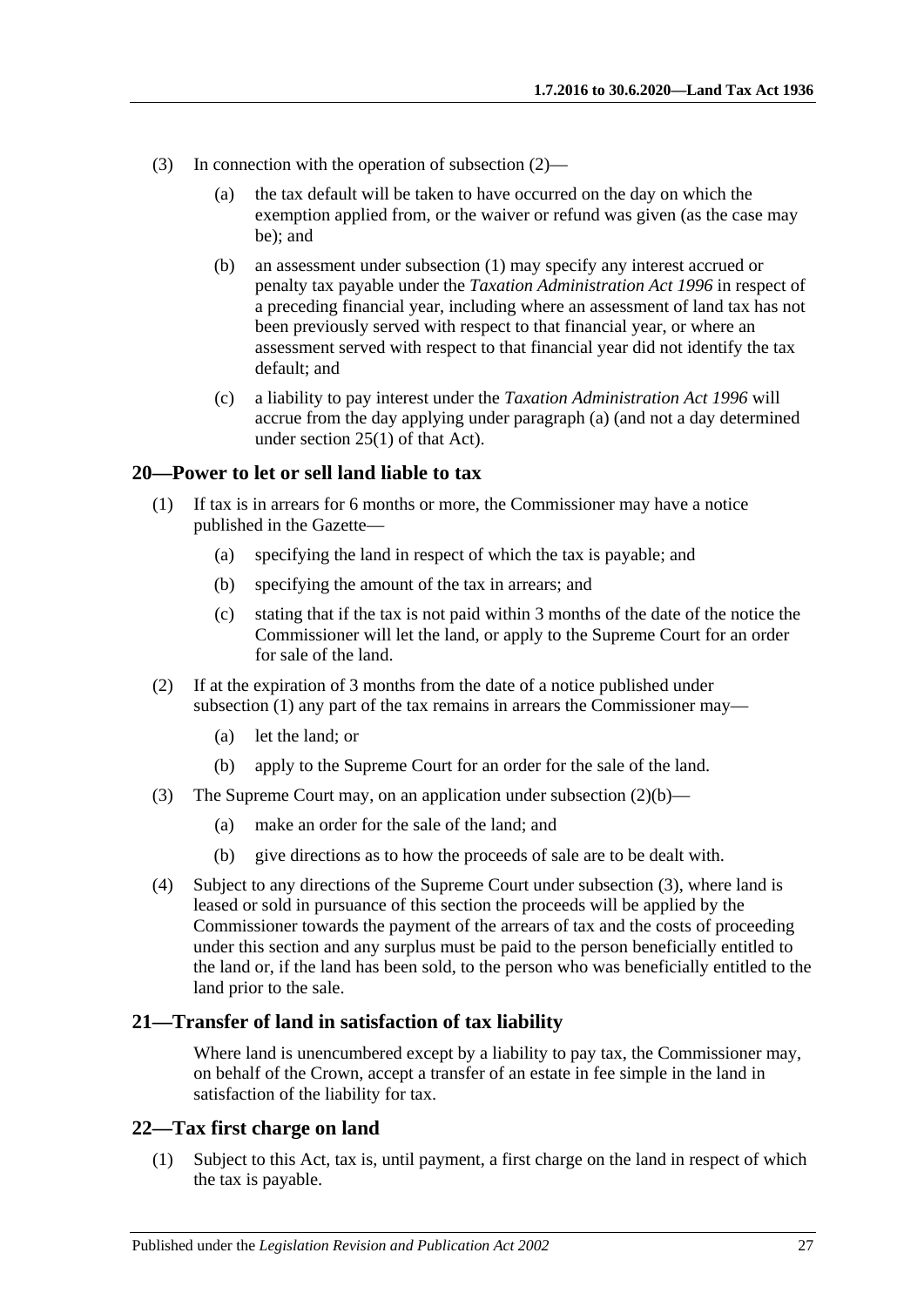(3) In connection with the operation of subsection (2)—

(a) the tax default will be taken to have occurred on the day on which the exemption applied from, or the waiver or refund was given (as the case may be); and

(b) an assessment under subsection (1) may specify any interest accrued or penalty tax payable under the *Taxation Administration Act 1996* in respect of a preceding financial year, including where an assessment of land tax has not been previously served with respect to that financial year, or where an assessment served with respect to that financial year did not identify the tax default; and

(c) a liability to pay interest under the *Taxation Administration Act 1996* will accrue from the day applying under paragraph (a) (and not a day determined under section 25(1) of that Act).

## 20—Power to let or sell land liable to tax

(1) If tax is in arrears for 6 months or more, the Commissioner may have a notice published in the Gazette—

(a) specifying the land in respect of which the tax is payable; and

(b) specifying the amount of the tax in arrears; and

(c) stating that if the tax is not paid within 3 months of the date of the notice the Commissioner will let the land, or apply to the Supreme Court for an order for sale of the land.

(2) If at the expiration of 3 months from the date of a notice published under subsection (1) any part of the tax remains in arrears the Commissioner may—

(a) let the land; or

(b) apply to the Supreme Court for an order for the sale of the land.

(3) The Supreme Court may, on an application under subsection (2)(b)—

(a) make an order for the sale of the land; and

(b) give directions as to how the proceeds of sale are to be dealt with.

(4) Subject to any directions of the Supreme Court under subsection (3), where land is leased or sold in pursuance of this section the proceeds will be applied by the Commissioner towards the payment of the arrears of tax and the costs of proceeding under this section and any surplus must be paid to the person beneficially entitled to the land or, if the land has been sold, to the person who was beneficially entitled to the land prior to the sale.

## 21—Transfer of land in satisfaction of tax liability

Where land is unencumbered except by a liability to pay tax, the Commissioner may, on behalf of the Crown, accept a transfer of an estate in fee simple in the land in satisfaction of the liability for tax.

## 22—Tax first charge on land

(1) Subject to this Act, tax is, until payment, a first charge on the land in respect of which the tax is payable.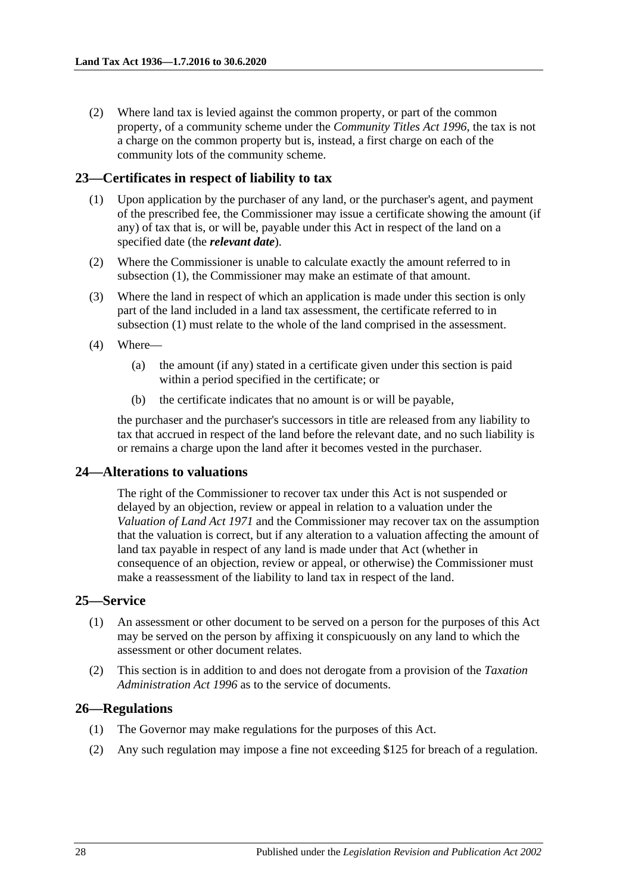(2) Where land tax is levied against the common property, or part of the common property, of a community scheme under the *Community Titles Act 1996*, the tax is not a charge on the common property but is, instead, a first charge on each of the community lots of the community scheme.

## 23—Certificates in respect of liability to tax

(1) Upon application by the purchaser of any land, or the purchaser's agent, and payment of the prescribed fee, the Commissioner may issue a certificate showing the amount (if any) of tax that is, or will be, payable under this Act in respect of the land on a specified date (the ***relevant date***).

(2) Where the Commissioner is unable to calculate exactly the amount referred to in subsection (1), the Commissioner may make an estimate of that amount.

(3) Where the land in respect of which an application is made under this section is only part of the land included in a land tax assessment, the certificate referred to in subsection (1) must relate to the whole of the land comprised in the assessment.

(4) Where—

- (a) the amount (if any) stated in a certificate given under this section is paid within a period specified in the certificate; or
- (b) the certificate indicates that no amount is or will be payable,

the purchaser and the purchaser's successors in title are released from any liability to tax that accrued in respect of the land before the relevant date, and no such liability is or remains a charge upon the land after it becomes vested in the purchaser.

## 24—Alterations to valuations

The right of the Commissioner to recover tax under this Act is not suspended or delayed by an objection, review or appeal in relation to a valuation under the *Valuation of Land Act 1971* and the Commissioner may recover tax on the assumption that the valuation is correct, but if any alteration to a valuation affecting the amount of land tax payable in respect of any land is made under that Act (whether in consequence of an objection, review or appeal, or otherwise) the Commissioner must make a reassessment of the liability to land tax in respect of the land.

## 25—Service

(1) An assessment or other document to be served on a person for the purposes of this Act may be served on the person by affixing it conspicuously on any land to which the assessment or other document relates.

(2) This section is in addition to and does not derogate from a provision of the *Taxation Administration Act 1996* as to the service of documents.

## 26—Regulations

(1) The Governor may make regulations for the purposes of this Act.

(2) Any such regulation may impose a fine not exceeding $125 for breach of a regulation.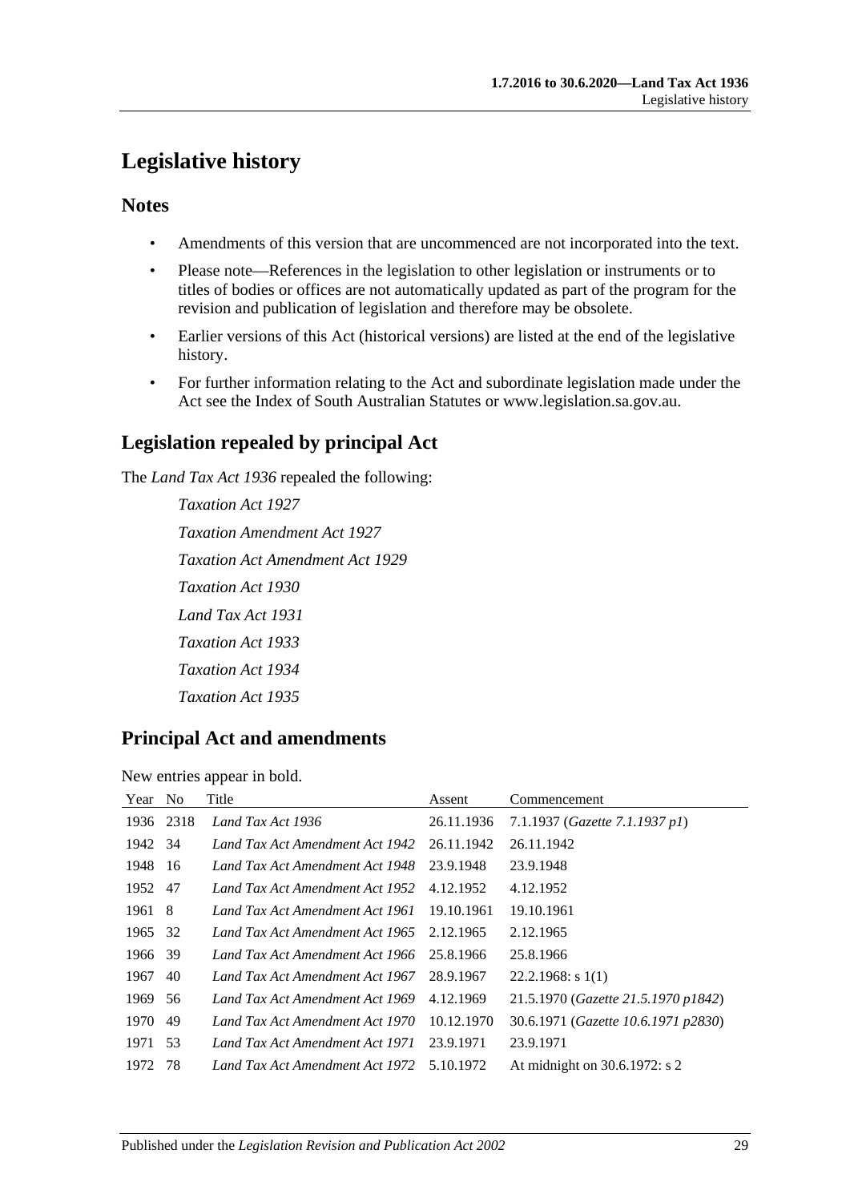# Legislative history

## Notes

- Amendments of this version that are uncommenced are not incorporated into the text.
- Please note—References in the legislation to other legislation or instruments or to titles of bodies or offices are not automatically updated as part of the program for the revision and publication of legislation and therefore may be obsolete.
- Earlier versions of this Act (historical versions) are listed at the end of the legislative history.
- For further information relating to the Act and subordinate legislation made under the Act see the Index of South Australian Statutes or www.legislation.sa.gov.au.

## Legislation repealed by principal Act

The *Land Tax Act 1936* repealed the following:

*Taxation Act 1927*

*Taxation Amendment Act 1927*

*Taxation Act Amendment Act 1929*

*Taxation Act 1930*

*Land Tax Act 1931*

*Taxation Act 1933*

*Taxation Act 1934*

*Taxation Act 1935*

## Principal Act and amendments

New entries appear in bold.

| Year | No | Title | Assent | Commencement |
|---|---|---|---|---|
| 1936 | 2318 | *Land Tax Act 1936* | 26.11.1936 | 7.1.1937 (*Gazette 7.1.1937 p1*) |
| 1942 | 34 | *Land Tax Act Amendment Act 1942* | 26.11.1942 | 26.11.1942 |
| 1948 | 16 | *Land Tax Act Amendment Act 1948* | 23.9.1948 | 23.9.1948 |
| 1952 | 47 | *Land Tax Act Amendment Act 1952* | 4.12.1952 | 4.12.1952 |
| 1961 | 8 | *Land Tax Act Amendment Act 1961* | 19.10.1961 | 19.10.1961 |
| 1965 | 32 | *Land Tax Act Amendment Act 1965* | 2.12.1965 | 2.12.1965 |
| 1966 | 39 | *Land Tax Act Amendment Act 1966* | 25.8.1966 | 25.8.1966 |
| 1967 | 40 | *Land Tax Act Amendment Act 1967* | 28.9.1967 | 22.2.1968: s 1(1) |
| 1969 | 56 | *Land Tax Act Amendment Act 1969* | 4.12.1969 | 21.5.1970 (*Gazette 21.5.1970 p1842*) |
| 1970 | 49 | *Land Tax Act Amendment Act 1970* | 10.12.1970 | 30.6.1971 (*Gazette 10.6.1971 p2830*) |
| 1971 | 53 | *Land Tax Act Amendment Act 1971* | 23.9.1971 | 23.9.1971 |
| 1972 | 78 | *Land Tax Act Amendment Act 1972* | 5.10.1972 | At midnight on 30.6.1972: s 2 |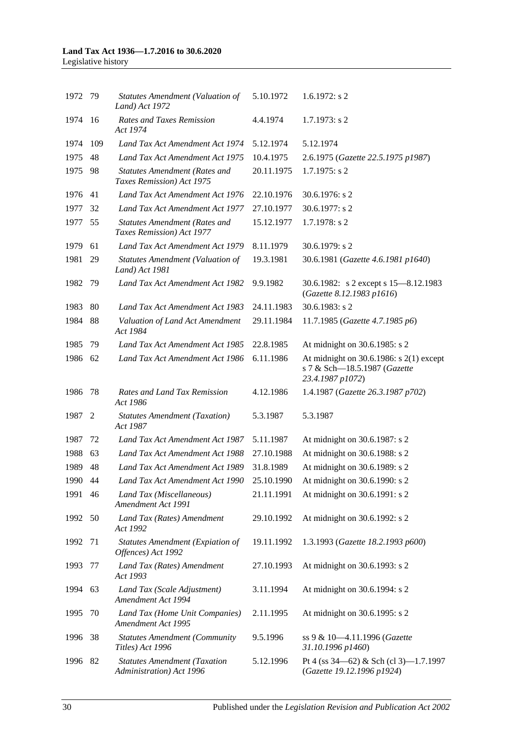| | | | | |
|---|---|---|---|---|
| 1972 | 79 | *Statutes Amendment (Valuation of Land) Act 1972* | 5.10.1972 | 1.6.1972: s 2 |
| 1974 | 16 | *Rates and Taxes Remission Act 1974* | 4.4.1974 | 1.7.1973: s 2 |
| 1974 | 109 | *Land Tax Act Amendment Act 1974* | 5.12.1974 | 5.12.1974 |
| 1975 | 48 | *Land Tax Act Amendment Act 1975* | 10.4.1975 | 2.6.1975 (*Gazette 22.5.1975 p1987*) |
| 1975 | 98 | *Statutes Amendment (Rates and Taxes Remission) Act 1975* | 20.11.1975 | 1.7.1975: s 2 |
| 1976 | 41 | *Land Tax Act Amendment Act 1976* | 22.10.1976 | 30.6.1976: s 2 |
| 1977 | 32 | *Land Tax Act Amendment Act 1977* | 27.10.1977 | 30.6.1977: s 2 |
| 1977 | 55 | *Statutes Amendment (Rates and Taxes Remission) Act 1977* | 15.12.1977 | 1.7.1978: s 2 |
| 1979 | 61 | *Land Tax Act Amendment Act 1979* | 8.11.1979 | 30.6.1979: s 2 |
| 1981 | 29 | *Statutes Amendment (Valuation of Land) Act 1981* | 19.3.1981 | 30.6.1981 (*Gazette 4.6.1981 p1640*) |
| 1982 | 79 | *Land Tax Act Amendment Act 1982* | 9.9.1982 | 30.6.1982: s 2 except s 15—8.12.1983 (*Gazette 8.12.1983 p1616*) |
| 1983 | 80 | *Land Tax Act Amendment Act 1983* | 24.11.1983 | 30.6.1983: s 2 |
| 1984 | 88 | *Valuation of Land Act Amendment Act 1984* | 29.11.1984 | 11.7.1985 (*Gazette 4.7.1985 p6*) |
| 1985 | 79 | *Land Tax Act Amendment Act 1985* | 22.8.1985 | At midnight on 30.6.1985: s 2 |
| 1986 | 62 | *Land Tax Act Amendment Act 1986* | 6.11.1986 | At midnight on 30.6.1986: s 2(1) except s 7 & Sch—18.5.1987 (*Gazette 23.4.1987 p1072*) |
| 1986 | 78 | *Rates and Land Tax Remission Act 1986* | 4.12.1986 | 1.4.1987 (*Gazette 26.3.1987 p702*) |
| 1987 | 2 | *Statutes Amendment (Taxation) Act 1987* | 5.3.1987 | 5.3.1987 |
| 1987 | 72 | *Land Tax Act Amendment Act 1987* | 5.11.1987 | At midnight on 30.6.1987: s 2 |
| 1988 | 63 | *Land Tax Act Amendment Act 1988* | 27.10.1988 | At midnight on 30.6.1988: s 2 |
| 1989 | 48 | *Land Tax Act Amendment Act 1989* | 31.8.1989 | At midnight on 30.6.1989: s 2 |
| 1990 | 44 | *Land Tax Act Amendment Act 1990* | 25.10.1990 | At midnight on 30.6.1990: s 2 |
| 1991 | 46 | *Land Tax (Miscellaneous) Amendment Act 1991* | 21.11.1991 | At midnight on 30.6.1991: s 2 |
| 1992 | 50 | *Land Tax (Rates) Amendment Act 1992* | 29.10.1992 | At midnight on 30.6.1992: s 2 |
| 1992 | 71 | *Statutes Amendment (Expiation of Offences) Act 1992* | 19.11.1992 | 1.3.1993 (*Gazette 18.2.1993 p600*) |
| 1993 | 77 | *Land Tax (Rates) Amendment Act 1993* | 27.10.1993 | At midnight on 30.6.1993: s 2 |
| 1994 | 63 | *Land Tax (Scale Adjustment) Amendment Act 1994* | 3.11.1994 | At midnight on 30.6.1994: s 2 |
| 1995 | 70 | *Land Tax (Home Unit Companies) Amendment Act 1995* | 2.11.1995 | At midnight on 30.6.1995: s 2 |
| 1996 | 38 | *Statutes Amendment (Community Titles) Act 1996* | 9.5.1996 | ss 9 & 10—4.11.1996 (*Gazette 31.10.1996 p1460*) |
| 1996 | 82 | *Statutes Amendment (Taxation Administration) Act 1996* | 5.12.1996 | Pt 4 (ss 34—62) & Sch (cl 3)—1.7.1997 (*Gazette 19.12.1996 p1924*) |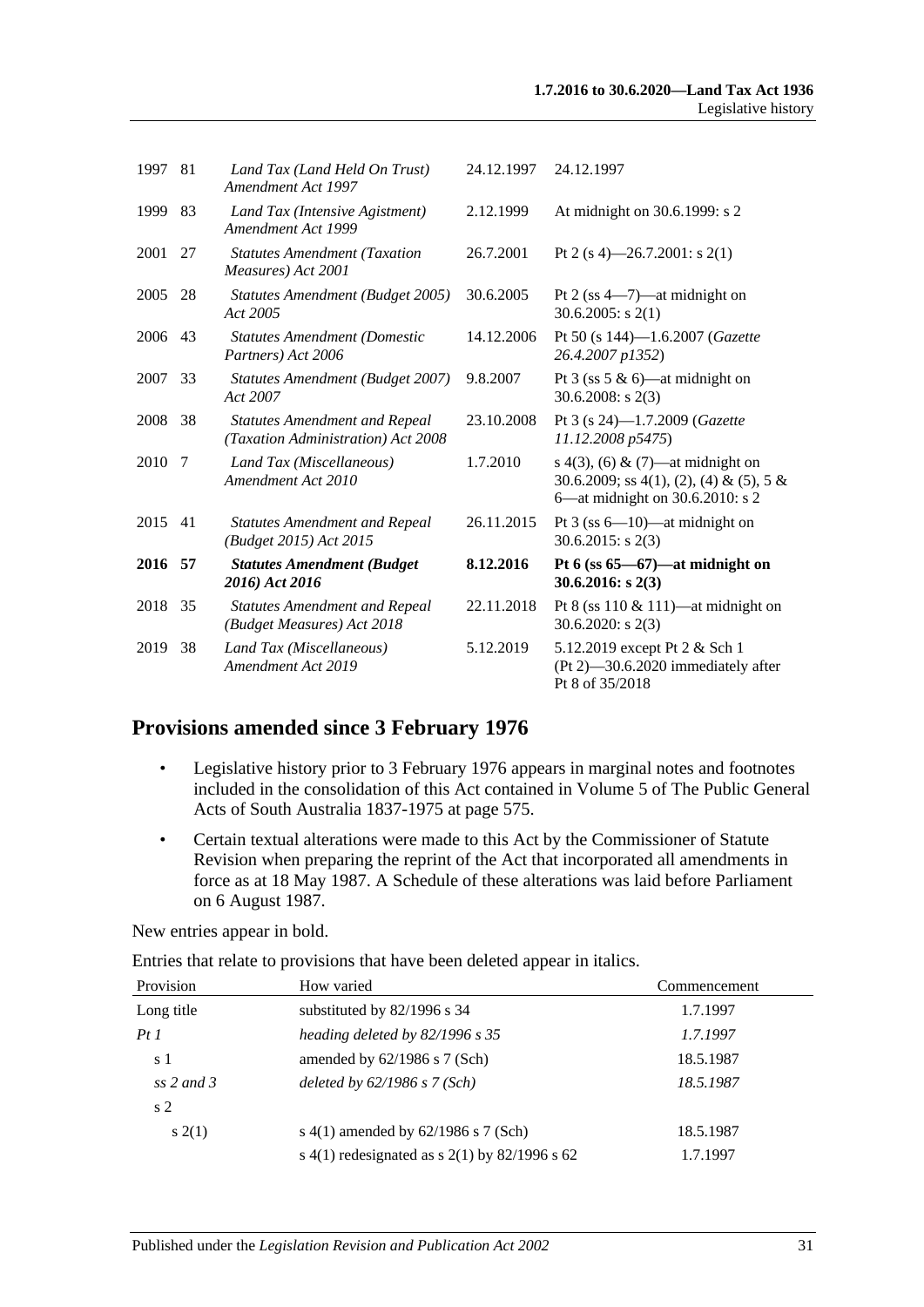| | | | | |
|---|---|---|---|---|
| 1997 | 81 | *Land Tax (Land Held On Trust) Amendment Act 1997* | 24.12.1997 | 24.12.1997 |
| 1999 | 83 | *Land Tax (Intensive Agistment) Amendment Act 1999* | 2.12.1999 | At midnight on 30.6.1999: s 2 |
| 2001 | 27 | *Statutes Amendment (Taxation Measures) Act 2001* | 26.7.2001 | Pt 2 (s 4)—26.7.2001: s 2(1) |
| 2005 | 28 | *Statutes Amendment (Budget 2005) Act 2005* | 30.6.2005 | Pt 2 (ss 4—7)—at midnight on 30.6.2005: s 2(1) |
| 2006 | 43 | *Statutes Amendment (Domestic Partners) Act 2006* | 14.12.2006 | Pt 50 (s 144)—1.6.2007 (*Gazette 26.4.2007 p1352*) |
| 2007 | 33 | *Statutes Amendment (Budget 2007) Act 2007* | 9.8.2007 | Pt 3 (ss 5 & 6)—at midnight on 30.6.2008: s 2(3) |
| 2008 | 38 | *Statutes Amendment and Repeal (Taxation Administration) Act 2008* | 23.10.2008 | Pt 3 (s 24)—1.7.2009 (*Gazette 11.12.2008 p5475*) |
| 2010 | 7 | *Land Tax (Miscellaneous) Amendment Act 2010* | 1.7.2010 | s 4(3), (6) & (7)—at midnight on 30.6.2009; ss 4(1), (2), (4) & (5), 5 & 6—at midnight on 30.6.2010: s 2 |
| 2015 | 41 | *Statutes Amendment and Repeal (Budget 2015) Act 2015* | 26.11.2015 | Pt 3 (ss 6—10)—at midnight on 30.6.2015: s 2(3) |
| **2016** | **57** | ***Statutes Amendment (Budget 2016) Act 2016*** | **8.12.2016** | **Pt 6 (ss 65—67)—at midnight on 30.6.2016: s 2(3)** |
| 2018 | 35 | *Statutes Amendment and Repeal (Budget Measures) Act 2018* | 22.11.2018 | Pt 8 (ss 110 & 111)—at midnight on 30.6.2020: s 2(3) |
| 2019 | 38 | *Land Tax (Miscellaneous) Amendment Act 2019* | 5.12.2019 | 5.12.2019 except Pt 2 & Sch 1 (Pt 2)—30.6.2020 immediately after Pt 8 of 35/2018 |

## Provisions amended since 3 February 1976

- Legislative history prior to 3 February 1976 appears in marginal notes and footnotes included in the consolidation of this Act contained in Volume 5 of The Public General Acts of South Australia 1837-1975 at page 575.
- Certain textual alterations were made to this Act by the Commissioner of Statute Revision when preparing the reprint of the Act that incorporated all amendments in force as at 18 May 1987. A Schedule of these alterations was laid before Parliament on 6 August 1987.

New entries appear in bold.

Entries that relate to provisions that have been deleted appear in italics.

| Provision | How varied | Commencement |
|---|---|---|
| Long title | substituted by 82/1996 s 34 | 1.7.1997 |
| *Pt 1* | *heading deleted by 82/1996 s 35* | *1.7.1997* |
| s 1 | amended by 62/1986 s 7 (Sch) | 18.5.1987 |
| *ss 2 and 3* | *deleted by 62/1986 s 7 (Sch)* | *18.5.1987* |
| s 2 | | |
| s 2(1) | s 4(1) amended by 62/1986 s 7 (Sch) | 18.5.1987 |
| | s 4(1) redesignated as s 2(1) by 82/1996 s 62 | 1.7.1997 |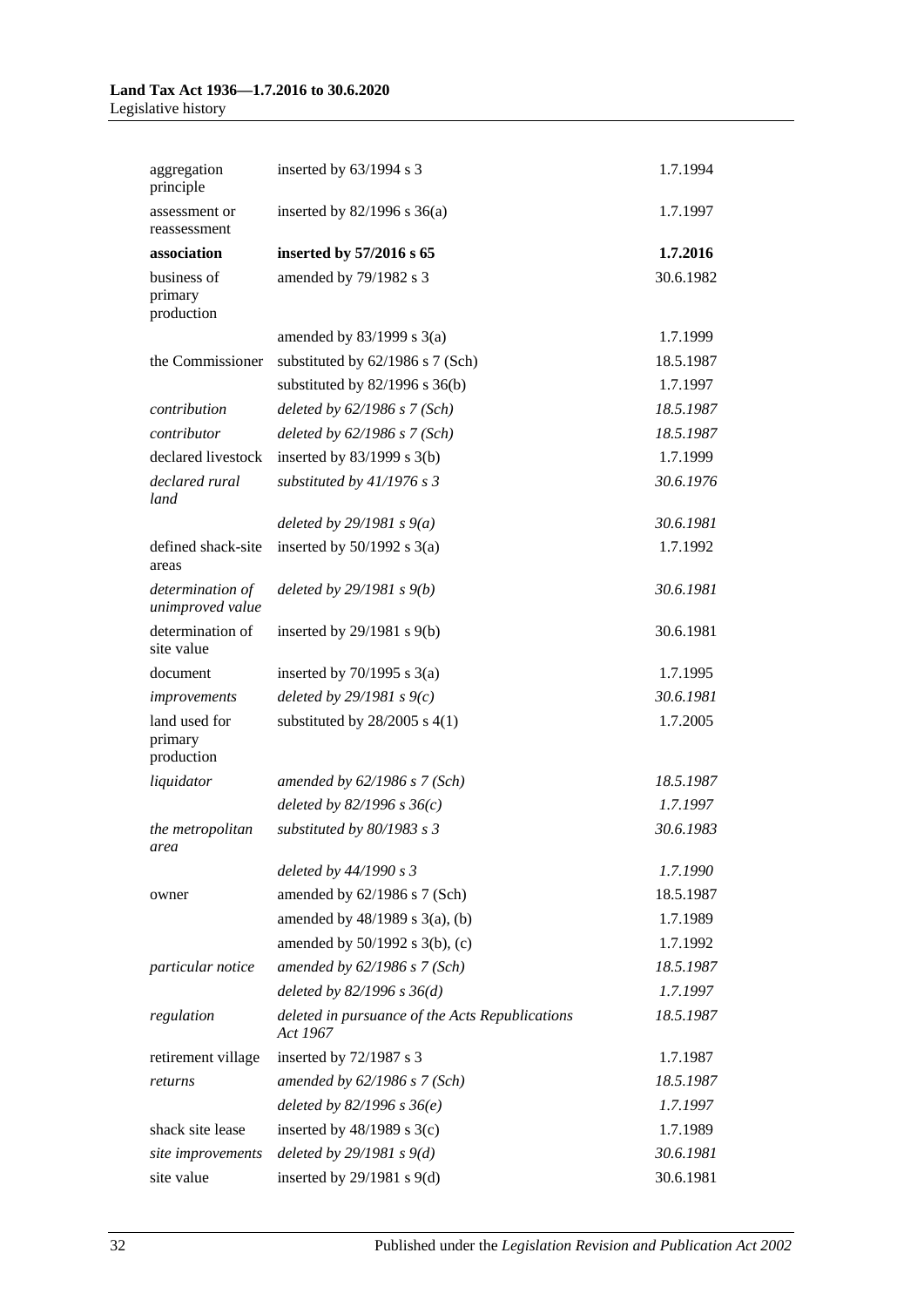| | | |
|---|---|---|
| aggregation principle | inserted by 63/1994 s 3 | 1.7.1994 |
| assessment or reassessment | inserted by 82/1996 s 36(a) | 1.7.1997 |
| **association** | **inserted by 57/2016 s 65** | **1.7.2016** |
| business of primary production | amended by 79/1982 s 3 | 30.6.1982 |
| | amended by 83/1999 s 3(a) | 1.7.1999 |
| the Commissioner | substituted by 62/1986 s 7 (Sch) | 18.5.1987 |
| | substituted by 82/1996 s 36(b) | 1.7.1997 |
| *contribution* | *deleted by 62/1986 s 7 (Sch)* | *18.5.1987* |
| *contributor* | *deleted by 62/1986 s 7 (Sch)* | *18.5.1987* |
| declared livestock | inserted by 83/1999 s 3(b) | 1.7.1999 |
| *declared rural land* | *substituted by 41/1976 s 3* | *30.6.1976* |
| | *deleted by 29/1981 s 9(a)* | *30.6.1981* |
| defined shack-site areas | inserted by 50/1992 s 3(a) | 1.7.1992 |
| *determination of unimproved value* | *deleted by 29/1981 s 9(b)* | *30.6.1981* |
| determination of site value | inserted by 29/1981 s 9(b) | 30.6.1981 |
| document | inserted by 70/1995 s 3(a) | 1.7.1995 |
| *improvements* | *deleted by 29/1981 s 9(c)* | *30.6.1981* |
| land used for primary production | substituted by 28/2005 s 4(1) | 1.7.2005 |
| *liquidator* | *amended by 62/1986 s 7 (Sch)* | *18.5.1987* |
| | *deleted by 82/1996 s 36(c)* | *1.7.1997* |
| *the metropolitan area* | *substituted by 80/1983 s 3* | *30.6.1983* |
| | *deleted by 44/1990 s 3* | *1.7.1990* |
| owner | amended by 62/1986 s 7 (Sch) | 18.5.1987 |
| | amended by 48/1989 s 3(a), (b) | 1.7.1989 |
| | amended by 50/1992 s 3(b), (c) | 1.7.1992 |
| *particular notice* | *amended by 62/1986 s 7 (Sch)* | *18.5.1987* |
| | *deleted by 82/1996 s 36(d)* | *1.7.1997* |
| *regulation* | *deleted in pursuance of the Acts Republications Act 1967* | *18.5.1987* |
| retirement village | inserted by 72/1987 s 3 | 1.7.1987 |
| *returns* | *amended by 62/1986 s 7 (Sch)* | *18.5.1987* |
| | *deleted by 82/1996 s 36(e)* | *1.7.1997* |
| shack site lease | inserted by 48/1989 s 3(c) | 1.7.1989 |
| *site improvements* | *deleted by 29/1981 s 9(d)* | *30.6.1981* |
| site value | inserted by 29/1981 s 9(d) | 30.6.1981 |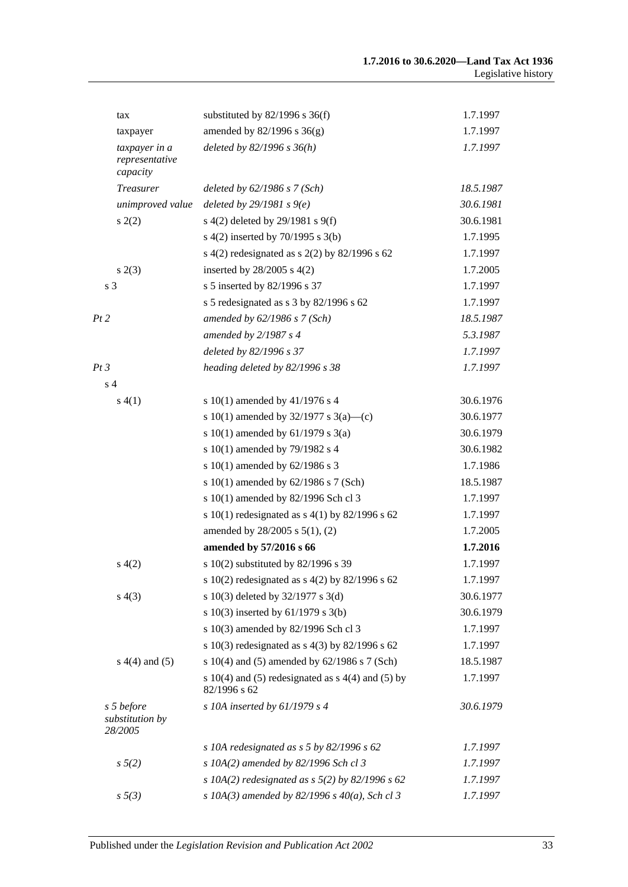| | | |
|---|---|---|
| tax | substituted by 82/1996 s 36(f) | 1.7.1997 |
| taxpayer | amended by 82/1996 s 36(g) | 1.7.1997 |
| *taxpayer in a representative capacity* | *deleted by 82/1996 s 36(h)* | *1.7.1997* |
| *Treasurer* | *deleted by 62/1986 s 7 (Sch)* | *18.5.1987* |
| *unimproved value* | *deleted by 29/1981 s 9(e)* | *30.6.1981* |
| s 2(2) | s 4(2) deleted by 29/1981 s 9(f) | 30.6.1981 |
| | s 4(2) inserted by 70/1995 s 3(b) | 1.7.1995 |
| | s 4(2) redesignated as s 2(2) by 82/1996 s 62 | 1.7.1997 |
| s 2(3) | inserted by 28/2005 s 4(2) | 1.7.2005 |
| s 3 | s 5 inserted by 82/1996 s 37 | 1.7.1997 |
| | s 5 redesignated as s 3 by 82/1996 s 62 | 1.7.1997 |
| *Pt 2* | *amended by 62/1986 s 7 (Sch)* | *18.5.1987* |
| | *amended by 2/1987 s 4* | *5.3.1987* |
| | *deleted by 82/1996 s 37* | *1.7.1997* |
| *Pt 3* | *heading deleted by 82/1996 s 38* | *1.7.1997* |
| s 4 | | |
| s 4(1) | s 10(1) amended by 41/1976 s 4 | 30.6.1976 |
| | s 10(1) amended by 32/1977 s 3(a)—(c) | 30.6.1977 |
| | s 10(1) amended by 61/1979 s 3(a) | 30.6.1979 |
| | s 10(1) amended by 79/1982 s 4 | 30.6.1982 |
| | s 10(1) amended by 62/1986 s 3 | 1.7.1986 |
| | s 10(1) amended by 62/1986 s 7 (Sch) | 18.5.1987 |
| | s 10(1) amended by 82/1996 Sch cl 3 | 1.7.1997 |
| | s 10(1) redesignated as s 4(1) by 82/1996 s 62 | 1.7.1997 |
| | amended by 28/2005 s 5(1), (2) | 1.7.2005 |
| | **amended by 57/2016 s 66** | **1.7.2016** |
| s 4(2) | s 10(2) substituted by 82/1996 s 39 | 1.7.1997 |
| | s 10(2) redesignated as s 4(2) by 82/1996 s 62 | 1.7.1997 |
| s 4(3) | s 10(3) deleted by 32/1977 s 3(d) | 30.6.1977 |
| | s 10(3) inserted by 61/1979 s 3(b) | 30.6.1979 |
| | s 10(3) amended by 82/1996 Sch cl 3 | 1.7.1997 |
| | s 10(3) redesignated as s 4(3) by 82/1996 s 62 | 1.7.1997 |
| s 4(4) and (5) | s 10(4) and (5) amended by 62/1986 s 7 (Sch) | 18.5.1987 |
| | s 10(4) and (5) redesignated as s 4(4) and (5) by 82/1996 s 62 | 1.7.1997 |
| *s 5 before substitution by 28/2005* | *s 10A inserted by 61/1979 s 4* | *30.6.1979* |
| | *s 10A redesignated as s 5 by 82/1996 s 62* | *1.7.1997* |
| *s 5(2)* | *s 10A(2) amended by 82/1996 Sch cl 3* | *1.7.1997* |
| | *s 10A(2) redesignated as s 5(2) by 82/1996 s 62* | *1.7.1997* |
| *s 5(3)* | *s 10A(3) amended by 82/1996 s 40(a), Sch cl 3* | *1.7.1997* |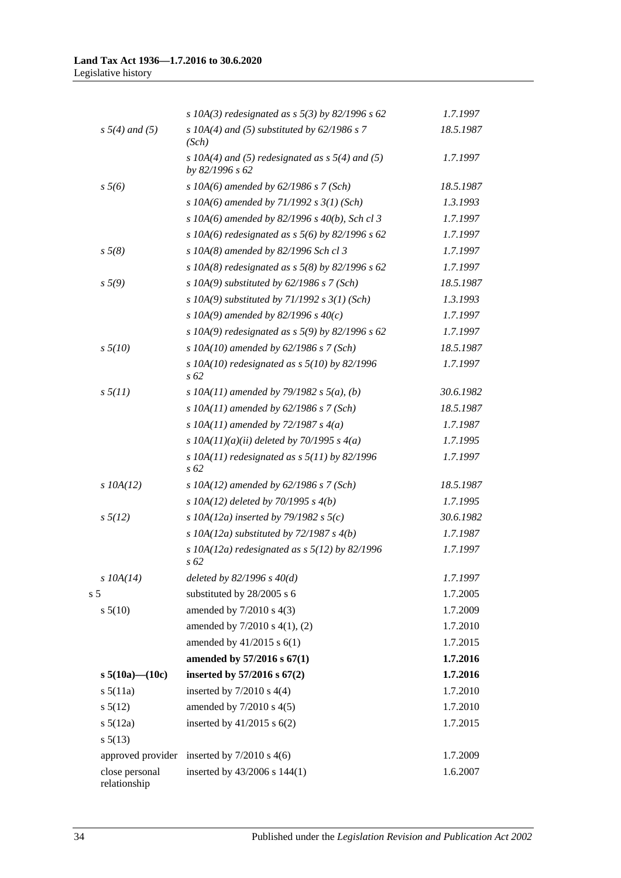| | | |
|---|---|---|
| | *s 10A(3) redesignated as s 5(3) by 82/1996 s 62* | *1.7.1997* |
| *s 5(4) and (5)* | *s 10A(4) and (5) substituted by 62/1986 s 7 (Sch)* | *18.5.1987* |
| | *s 10A(4) and (5) redesignated as s 5(4) and (5) by 82/1996 s 62* | *1.7.1997* |
| *s 5(6)* | *s 10A(6) amended by 62/1986 s 7 (Sch)* | *18.5.1987* |
| | *s 10A(6) amended by 71/1992 s 3(1) (Sch)* | *1.3.1993* |
| | *s 10A(6) amended by 82/1996 s 40(b), Sch cl 3* | *1.7.1997* |
| | *s 10A(6) redesignated as s 5(6) by 82/1996 s 62* | *1.7.1997* |
| *s 5(8)* | *s 10A(8) amended by 82/1996 Sch cl 3* | *1.7.1997* |
| | *s 10A(8) redesignated as s 5(8) by 82/1996 s 62* | *1.7.1997* |
| *s 5(9)* | *s 10A(9) substituted by 62/1986 s 7 (Sch)* | *18.5.1987* |
| | *s 10A(9) substituted by 71/1992 s 3(1) (Sch)* | *1.3.1993* |
| | *s 10A(9) amended by 82/1996 s 40(c)* | *1.7.1997* |
| | *s 10A(9) redesignated as s 5(9) by 82/1996 s 62* | *1.7.1997* |
| *s 5(10)* | *s 10A(10) amended by 62/1986 s 7 (Sch)* | *18.5.1987* |
| | *s 10A(10) redesignated as s 5(10) by 82/1996 s 62* | *1.7.1997* |
| *s 5(11)* | *s 10A(11) amended by 79/1982 s 5(a), (b)* | *30.6.1982* |
| | *s 10A(11) amended by 62/1986 s 7 (Sch)* | *18.5.1987* |
| | *s 10A(11) amended by 72/1987 s 4(a)* | *1.7.1987* |
| | *s 10A(11)(a)(ii) deleted by 70/1995 s 4(a)* | *1.7.1995* |
| | *s 10A(11) redesignated as s 5(11) by 82/1996 s 62* | *1.7.1997* |
| *s 10A(12)* | *s 10A(12) amended by 62/1986 s 7 (Sch)* | *18.5.1987* |
| | *s 10A(12) deleted by 70/1995 s 4(b)* | *1.7.1995* |
| *s 5(12)* | *s 10A(12a) inserted by 79/1982 s 5(c)* | *30.6.1982* |
| | *s 10A(12a) substituted by 72/1987 s 4(b)* | *1.7.1987* |
| | *s 10A(12a) redesignated as s 5(12) by 82/1996 s 62* | *1.7.1997* |
| *s 10A(14)* | *deleted by 82/1996 s 40(d)* | *1.7.1997* |
| s 5 | substituted by 28/2005 s 6 | 1.7.2005 |
| s 5(10) | amended by 7/2010 s 4(3) | 1.7.2009 |
| | amended by 7/2010 s 4(1), (2) | 1.7.2010 |
| | amended by 41/2015 s 6(1) | 1.7.2015 |
| | **amended by 57/2016 s 67(1)** | **1.7.2016** |
| **s 5(10a)—(10c)** | **inserted by 57/2016 s 67(2)** | **1.7.2016** |
| s 5(11a) | inserted by 7/2010 s 4(4) | 1.7.2010 |
| s 5(12) | amended by 7/2010 s 4(5) | 1.7.2010 |
| s 5(12a) | inserted by 41/2015 s 6(2) | 1.7.2015 |
| s 5(13) | | |
| approved provider | inserted by 7/2010 s 4(6) | 1.7.2009 |
| close personal relationship | inserted by 43/2006 s 144(1) | 1.6.2007 |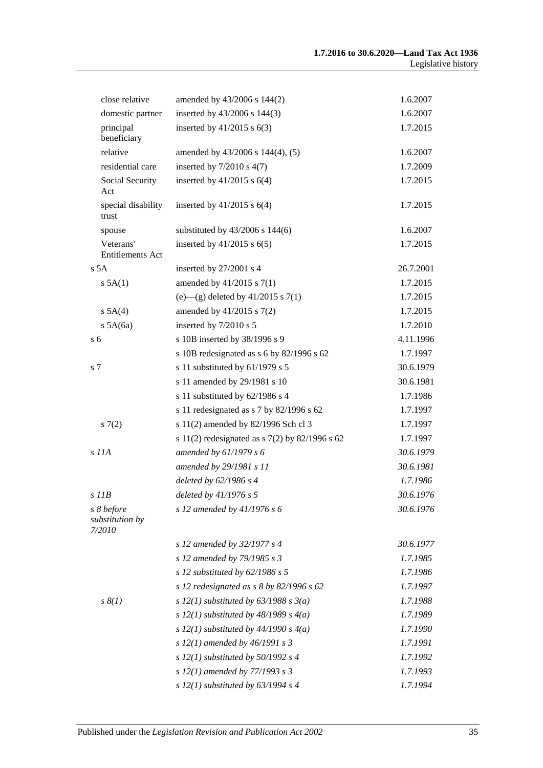| | | |
|---|---|---|
| close relative | amended by 43/2006 s 144(2) | 1.6.2007 |
| domestic partner | inserted by 43/2006 s 144(3) | 1.6.2007 |
| principal beneficiary | inserted by 41/2015 s 6(3) | 1.7.2015 |
| relative | amended by 43/2006 s 144(4), (5) | 1.6.2007 |
| residential care | inserted by 7/2010 s 4(7) | 1.7.2009 |
| Social Security Act | inserted by 41/2015 s 6(4) | 1.7.2015 |
| special disability trust | inserted by 41/2015 s 6(4) | 1.7.2015 |
| spouse | substituted by 43/2006 s 144(6) | 1.6.2007 |
| Veterans' Entitlements Act | inserted by 41/2015 s 6(5) | 1.7.2015 |
| s 5A | inserted by 27/2001 s 4 | 26.7.2001 |
| s 5A(1) | amended by 41/2015 s 7(1) | 1.7.2015 |
| | (e)—(g) deleted by 41/2015 s 7(1) | 1.7.2015 |
| s 5A(4) | amended by 41/2015 s 7(2) | 1.7.2015 |
| s 5A(6a) | inserted by 7/2010 s 5 | 1.7.2010 |
| s 6 | s 10B inserted by 38/1996 s 9 | 4.11.1996 |
| | s 10B redesignated as s 6 by 82/1996 s 62 | 1.7.1997 |
| s 7 | s 11 substituted by 61/1979 s 5 | 30.6.1979 |
| | s 11 amended by 29/1981 s 10 | 30.6.1981 |
| | s 11 substituted by 62/1986 s 4 | 1.7.1986 |
| | s 11 redesignated as s 7 by 82/1996 s 62 | 1.7.1997 |
| s 7(2) | s 11(2) amended by 82/1996 Sch cl 3 | 1.7.1997 |
| | s 11(2) redesignated as s 7(2) by 82/1996 s 62 | 1.7.1997 |
| *s 11A* | *amended by 61/1979 s 6* | *30.6.1979* |
| | *amended by 29/1981 s 11* | *30.6.1981* |
| | *deleted by 62/1986 s 4* | *1.7.1986* |
| *s 11B* | *deleted by 41/1976 s 5* | *30.6.1976* |
| *s 8 before substitution by 7/2010* | *s 12 amended by 41/1976 s 6* | *30.6.1976* |
| | *s 12 amended by 32/1977 s 4* | *30.6.1977* |
| | *s 12 amended by 79/1985 s 3* | *1.7.1985* |
| | *s 12 substituted by 62/1986 s 5* | *1.7.1986* |
| | *s 12 redesignated as s 8 by 82/1996 s 62* | *1.7.1997* |
| *s 8(1)* | *s 12(1) substituted by 63/1988 s 3(a)* | *1.7.1988* |
| | *s 12(1) substituted by 48/1989 s 4(a)* | *1.7.1989* |
| | *s 12(1) substituted by 44/1990 s 4(a)* | *1.7.1990* |
| | *s 12(1) amended by 46/1991 s 3* | *1.7.1991* |
| | *s 12(1) substituted by 50/1992 s 4* | *1.7.1992* |
| | *s 12(1) amended by 77/1993 s 3* | *1.7.1993* |
| | *s 12(1) substituted by 63/1994 s 4* | *1.7.1994* |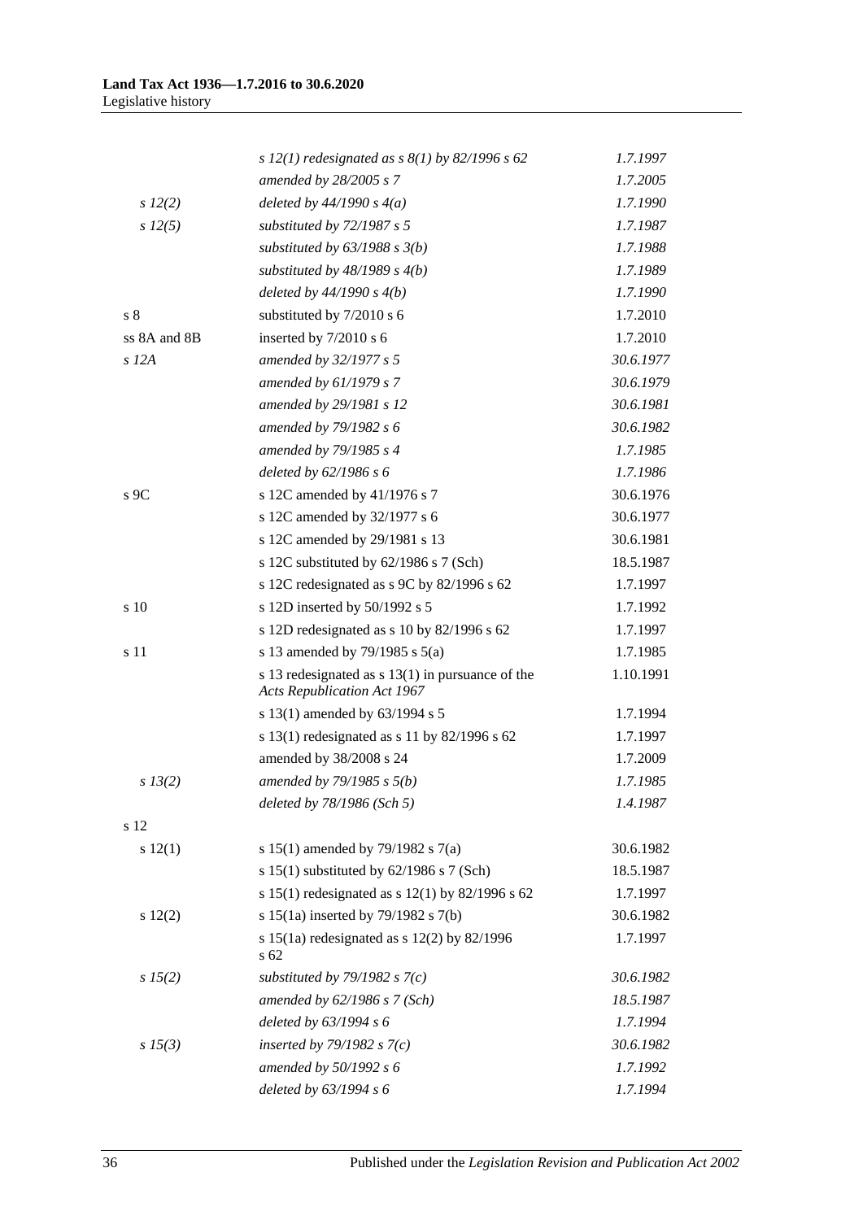| | | |
|---|---|---|
| | *s 12(1) redesignated as s 8(1) by 82/1996 s 62* | *1.7.1997* |
| | *amended by 28/2005 s 7* | *1.7.2005* |
| *s 12(2)* | *deleted by 44/1990 s 4(a)* | *1.7.1990* |
| *s 12(5)* | *substituted by 72/1987 s 5* | *1.7.1987* |
| | *substituted by 63/1988 s 3(b)* | *1.7.1988* |
| | *substituted by 48/1989 s 4(b)* | *1.7.1989* |
| | *deleted by 44/1990 s 4(b)* | *1.7.1990* |
| s 8 | substituted by 7/2010 s 6 | 1.7.2010 |
| ss 8A and 8B | inserted by 7/2010 s 6 | 1.7.2010 |
| *s 12A* | *amended by 32/1977 s 5* | *30.6.1977* |
| | *amended by 61/1979 s 7* | *30.6.1979* |
| | *amended by 29/1981 s 12* | *30.6.1981* |
| | *amended by 79/1982 s 6* | *30.6.1982* |
| | *amended by 79/1985 s 4* | *1.7.1985* |
| | *deleted by 62/1986 s 6* | *1.7.1986* |
| s 9C | s 12C amended by 41/1976 s 7 | 30.6.1976 |
| | s 12C amended by 32/1977 s 6 | 30.6.1977 |
| | s 12C amended by 29/1981 s 13 | 30.6.1981 |
| | s 12C substituted by 62/1986 s 7 (Sch) | 18.5.1987 |
| | s 12C redesignated as s 9C by 82/1996 s 62 | 1.7.1997 |
| s 10 | s 12D inserted by 50/1992 s 5 | 1.7.1992 |
| | s 12D redesignated as s 10 by 82/1996 s 62 | 1.7.1997 |
| s 11 | s 13 amended by 79/1985 s 5(a) | 1.7.1985 |
| | s 13 redesignated as s 13(1) in pursuance of the *Acts Republication Act 1967* | 1.10.1991 |
| | s 13(1) amended by 63/1994 s 5 | 1.7.1994 |
| | s 13(1) redesignated as s 11 by 82/1996 s 62 | 1.7.1997 |
| | amended by 38/2008 s 24 | 1.7.2009 |
| *s 13(2)* | *amended by 79/1985 s 5(b)* | *1.7.1985* |
| | *deleted by 78/1986 (Sch 5)* | *1.4.1987* |
| s 12 | | |
| s 12(1) | s 15(1) amended by 79/1982 s 7(a) | 30.6.1982 |
| | s 15(1) substituted by 62/1986 s 7 (Sch) | 18.5.1987 |
| | s 15(1) redesignated as s 12(1) by 82/1996 s 62 | 1.7.1997 |
| s 12(2) | s 15(1a) inserted by 79/1982 s 7(b) | 30.6.1982 |
| | s 15(1a) redesignated as s 12(2) by 82/1996 s 62 | 1.7.1997 |
| *s 15(2)* | *substituted by 79/1982 s 7(c)* | *30.6.1982* |
| | *amended by 62/1986 s 7 (Sch)* | *18.5.1987* |
| | *deleted by 63/1994 s 6* | *1.7.1994* |
| *s 15(3)* | *inserted by 79/1982 s 7(c)* | *30.6.1982* |
| | *amended by 50/1992 s 6* | *1.7.1992* |
| | *deleted by 63/1994 s 6* | *1.7.1994* |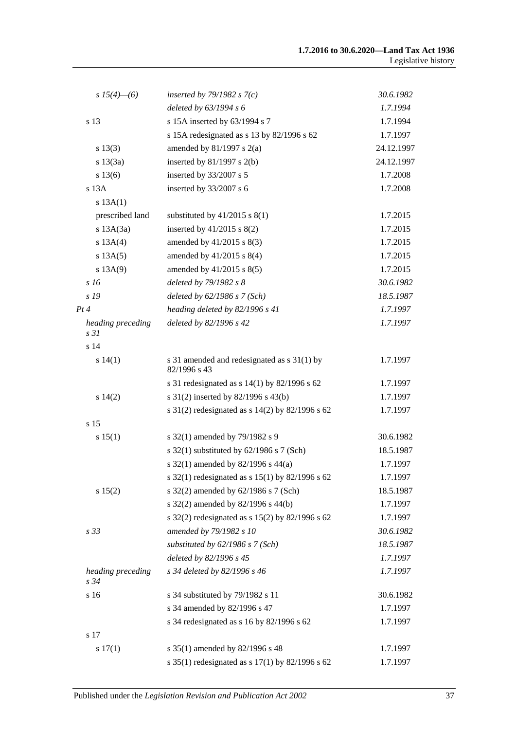| | | |
|---|---|---|
| *s 15(4)—(6)* | *inserted by 79/1982 s 7(c)* | *30.6.1982* |
| | *deleted by 63/1994 s 6* | *1.7.1994* |
| s 13 | s 15A inserted by 63/1994 s 7 | 1.7.1994 |
| | s 15A redesignated as s 13 by 82/1996 s 62 | 1.7.1997 |
| s 13(3) | amended by 81/1997 s 2(a) | 24.12.1997 |
| s 13(3a) | inserted by 81/1997 s 2(b) | 24.12.1997 |
| s 13(6) | inserted by 33/2007 s 5 | 1.7.2008 |
| s 13A | inserted by 33/2007 s 6 | 1.7.2008 |
| s 13A(1) | | |
| prescribed land | substituted by 41/2015 s 8(1) | 1.7.2015 |
| s 13A(3a) | inserted by 41/2015 s 8(2) | 1.7.2015 |
| s 13A(4) | amended by 41/2015 s 8(3) | 1.7.2015 |
| s 13A(5) | amended by 41/2015 s 8(4) | 1.7.2015 |
| s 13A(9) | amended by 41/2015 s 8(5) | 1.7.2015 |
| *s 16* | *deleted by 79/1982 s 8* | *30.6.1982* |
| *s 19* | *deleted by 62/1986 s 7 (Sch)* | *18.5.1987* |
| *Pt 4* | *heading deleted by 82/1996 s 41* | *1.7.1997* |
| *heading preceding s 31* | *deleted by 82/1996 s 42* | *1.7.1997* |
| s 14 | | |
| s 14(1) | s 31 amended and redesignated as s 31(1) by 82/1996 s 43 | 1.7.1997 |
| | s 31 redesignated as s 14(1) by 82/1996 s 62 | 1.7.1997 |
| s 14(2) | s 31(2) inserted by 82/1996 s 43(b) | 1.7.1997 |
| | s 31(2) redesignated as s 14(2) by 82/1996 s 62 | 1.7.1997 |
| s 15 | | |
| s 15(1) | s 32(1) amended by 79/1982 s 9 | 30.6.1982 |
| | s 32(1) substituted by 62/1986 s 7 (Sch) | 18.5.1987 |
| | s 32(1) amended by 82/1996 s 44(a) | 1.7.1997 |
| | s 32(1) redesignated as s 15(1) by 82/1996 s 62 | 1.7.1997 |
| s 15(2) | s 32(2) amended by 62/1986 s 7 (Sch) | 18.5.1987 |
| | s 32(2) amended by 82/1996 s 44(b) | 1.7.1997 |
| | s 32(2) redesignated as s 15(2) by 82/1996 s 62 | 1.7.1997 |
| *s 33* | *amended by 79/1982 s 10* | *30.6.1982* |
| | *substituted by 62/1986 s 7 (Sch)* | *18.5.1987* |
| | *deleted by 82/1996 s 45* | *1.7.1997* |
| *heading preceding s 34* | *s 34 deleted by 82/1996 s 46* | *1.7.1997* |
| s 16 | s 34 substituted by 79/1982 s 11 | 30.6.1982 |
| | s 34 amended by 82/1996 s 47 | 1.7.1997 |
| | s 34 redesignated as s 16 by 82/1996 s 62 | 1.7.1997 |
| s 17 | | |
| s 17(1) | s 35(1) amended by 82/1996 s 48 | 1.7.1997 |
| | s 35(1) redesignated as s 17(1) by 82/1996 s 62 | 1.7.1997 |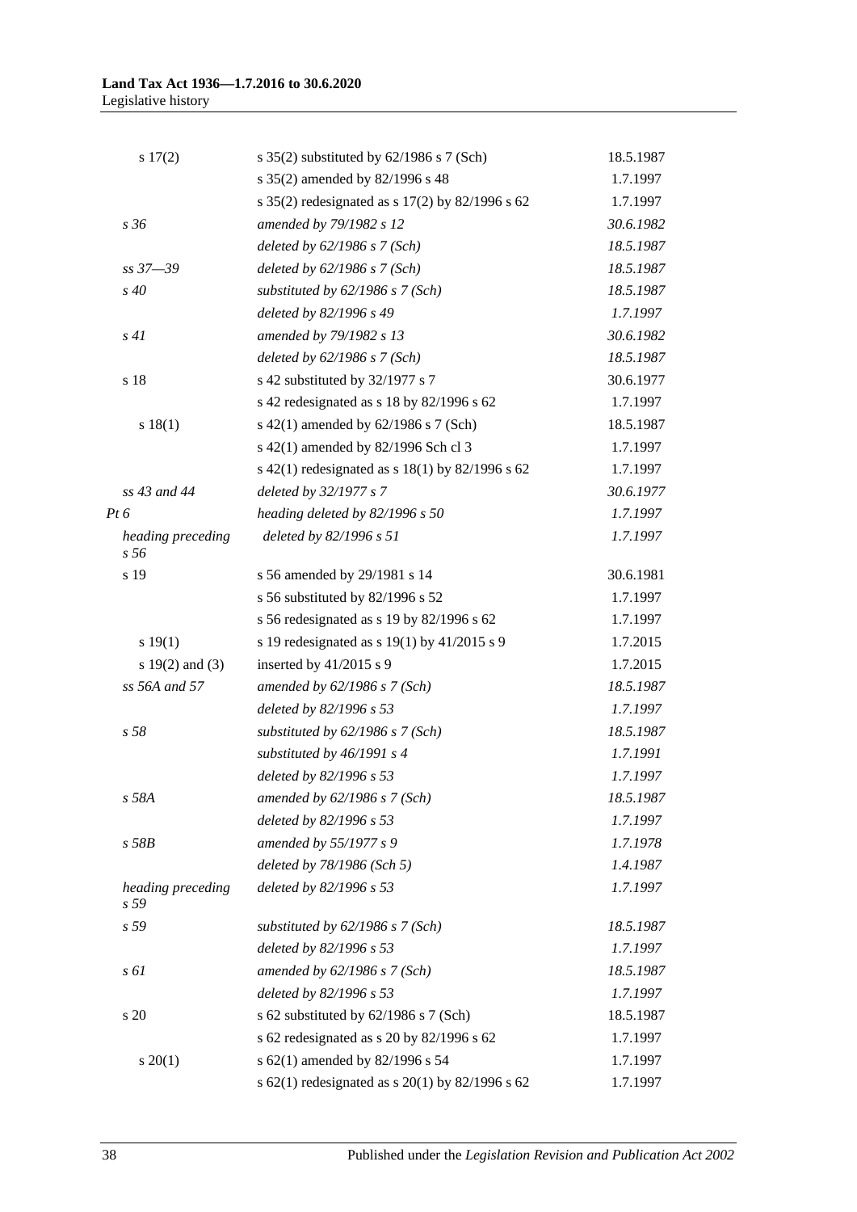| | | |
|---|---|---|
| s 17(2) | s 35(2) substituted by 62/1986 s 7 (Sch) | 18.5.1987 |
| | s 35(2) amended by 82/1996 s 48 | 1.7.1997 |
| | s 35(2) redesignated as s 17(2) by 82/1996 s 62 | 1.7.1997 |
| *s 36* | *amended by 79/1982 s 12* | *30.6.1982* |
| | *deleted by 62/1986 s 7 (Sch)* | *18.5.1987* |
| *ss 37—39* | *deleted by 62/1986 s 7 (Sch)* | *18.5.1987* |
| *s 40* | *substituted by 62/1986 s 7 (Sch)* | *18.5.1987* |
| | *deleted by 82/1996 s 49* | *1.7.1997* |
| *s 41* | *amended by 79/1982 s 13* | *30.6.1982* |
| | *deleted by 62/1986 s 7 (Sch)* | *18.5.1987* |
| s 18 | s 42 substituted by 32/1977 s 7 | 30.6.1977 |
| | s 42 redesignated as s 18 by 82/1996 s 62 | 1.7.1997 |
| s 18(1) | s 42(1) amended by 62/1986 s 7 (Sch) | 18.5.1987 |
| | s 42(1) amended by 82/1996 Sch cl 3 | 1.7.1997 |
| | s 42(1) redesignated as s 18(1) by 82/1996 s 62 | 1.7.1997 |
| *ss 43 and 44* | *deleted by 32/1977 s 7* | *30.6.1977* |
| *Pt 6* | *heading deleted by 82/1996 s 50* | *1.7.1997* |
| *heading preceding s 56* | *deleted by 82/1996 s 51* | *1.7.1997* |
| s 19 | s 56 amended by 29/1981 s 14 | 30.6.1981 |
| | s 56 substituted by 82/1996 s 52 | 1.7.1997 |
| | s 56 redesignated as s 19 by 82/1996 s 62 | 1.7.1997 |
| s 19(1) | s 19 redesignated as s 19(1) by 41/2015 s 9 | 1.7.2015 |
| s 19(2) and (3) | inserted by 41/2015 s 9 | 1.7.2015 |
| *ss 56A and 57* | *amended by 62/1986 s 7 (Sch)* | *18.5.1987* |
| | *deleted by 82/1996 s 53* | *1.7.1997* |
| *s 58* | *substituted by 62/1986 s 7 (Sch)* | *18.5.1987* |
| | *substituted by 46/1991 s 4* | *1.7.1991* |
| | *deleted by 82/1996 s 53* | *1.7.1997* |
| *s 58A* | *amended by 62/1986 s 7 (Sch)* | *18.5.1987* |
| | *deleted by 82/1996 s 53* | *1.7.1997* |
| *s 58B* | *amended by 55/1977 s 9* | *1.7.1978* |
| | *deleted by 78/1986 (Sch 5)* | *1.4.1987* |
| *heading preceding s 59* | *deleted by 82/1996 s 53* | *1.7.1997* |
| *s 59* | *substituted by 62/1986 s 7 (Sch)* | *18.5.1987* |
| | *deleted by 82/1996 s 53* | *1.7.1997* |
| *s 61* | *amended by 62/1986 s 7 (Sch)* | *18.5.1987* |
| | *deleted by 82/1996 s 53* | *1.7.1997* |
| s 20 | s 62 substituted by 62/1986 s 7 (Sch) | 18.5.1987 |
| | s 62 redesignated as s 20 by 82/1996 s 62 | 1.7.1997 |
| s 20(1) | s 62(1) amended by 82/1996 s 54 | 1.7.1997 |
| | s 62(1) redesignated as s 20(1) by 82/1996 s 62 | 1.7.1997 |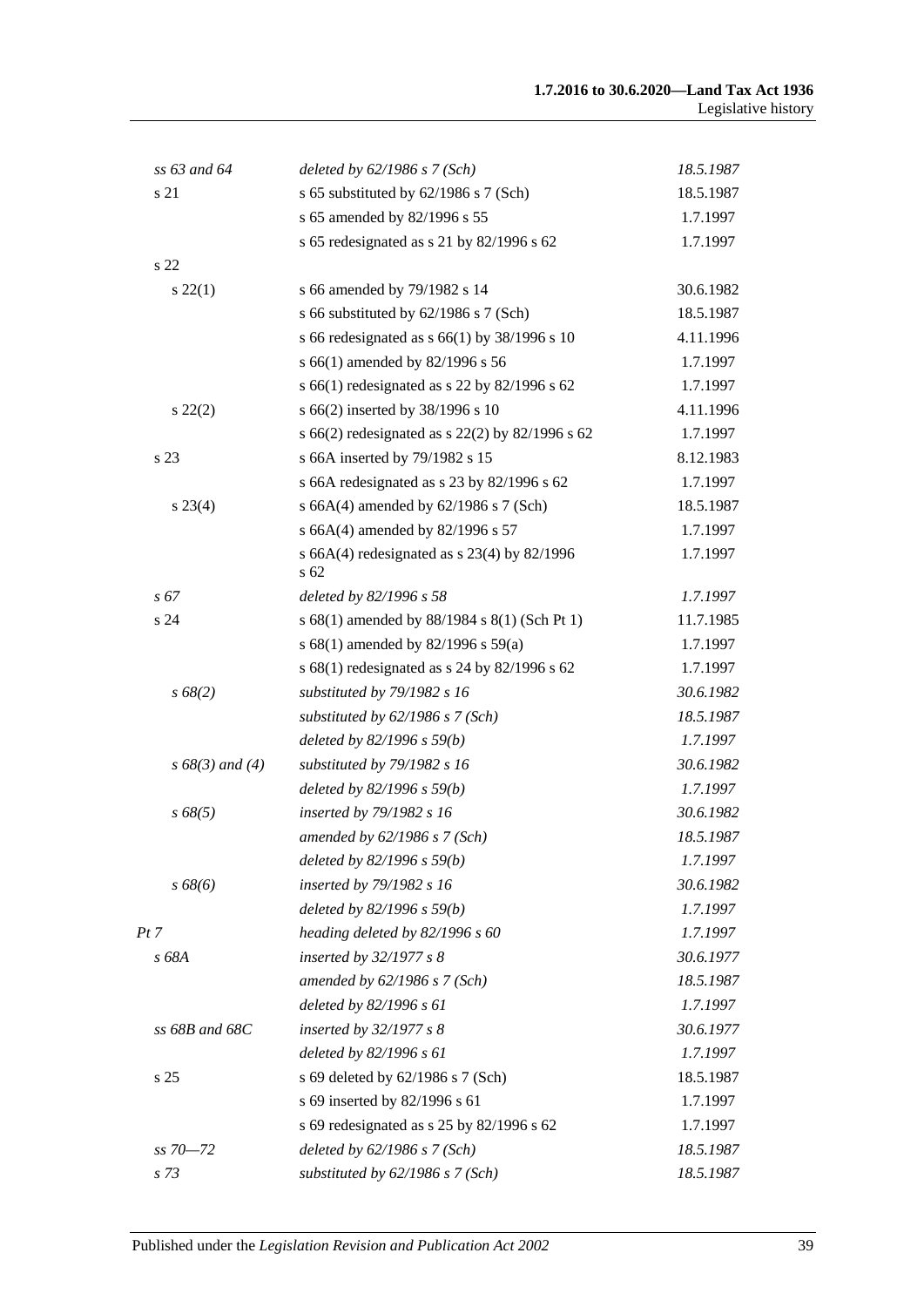| | | |
|---|---|---|
| *ss 63 and 64* | *deleted by 62/1986 s 7 (Sch)* | *18.5.1987* |
| s 21 | s 65 substituted by 62/1986 s 7 (Sch) | 18.5.1987 |
| | s 65 amended by 82/1996 s 55 | 1.7.1997 |
| | s 65 redesignated as s 21 by 82/1996 s 62 | 1.7.1997 |
| s 22 | | |
| s 22(1) | s 66 amended by 79/1982 s 14 | 30.6.1982 |
| | s 66 substituted by 62/1986 s 7 (Sch) | 18.5.1987 |
| | s 66 redesignated as s 66(1) by 38/1996 s 10 | 4.11.1996 |
| | s 66(1) amended by 82/1996 s 56 | 1.7.1997 |
| | s 66(1) redesignated as s 22 by 82/1996 s 62 | 1.7.1997 |
| s 22(2) | s 66(2) inserted by 38/1996 s 10 | 4.11.1996 |
| | s 66(2) redesignated as s 22(2) by 82/1996 s 62 | 1.7.1997 |
| s 23 | s 66A inserted by 79/1982 s 15 | 8.12.1983 |
| | s 66A redesignated as s 23 by 82/1996 s 62 | 1.7.1997 |
| s 23(4) | s 66A(4) amended by 62/1986 s 7 (Sch) | 18.5.1987 |
| | s 66A(4) amended by 82/1996 s 57 | 1.7.1997 |
| | s 66A(4) redesignated as s 23(4) by 82/1996 s 62 | 1.7.1997 |
| *s 67* | *deleted by 82/1996 s 58* | *1.7.1997* |
| s 24 | s 68(1) amended by 88/1984 s 8(1) (Sch Pt 1) | 11.7.1985 |
| | s 68(1) amended by 82/1996 s 59(a) | 1.7.1997 |
| | s 68(1) redesignated as s 24 by 82/1996 s 62 | 1.7.1997 |
| *s 68(2)* | *substituted by 79/1982 s 16* | *30.6.1982* |
| | *substituted by 62/1986 s 7 (Sch)* | *18.5.1987* |
| | *deleted by 82/1996 s 59(b)* | *1.7.1997* |
| *s 68(3) and (4)* | *substituted by 79/1982 s 16* | *30.6.1982* |
| | *deleted by 82/1996 s 59(b)* | *1.7.1997* |
| *s 68(5)* | *inserted by 79/1982 s 16* | *30.6.1982* |
| | *amended by 62/1986 s 7 (Sch)* | *18.5.1987* |
| | *deleted by 82/1996 s 59(b)* | *1.7.1997* |
| *s 68(6)* | *inserted by 79/1982 s 16* | *30.6.1982* |
| | *deleted by 82/1996 s 59(b)* | *1.7.1997* |
| *Pt 7* | *heading deleted by 82/1996 s 60* | *1.7.1997* |
| *s 68A* | *inserted by 32/1977 s 8* | *30.6.1977* |
| | *amended by 62/1986 s 7 (Sch)* | *18.5.1987* |
| | *deleted by 82/1996 s 61* | *1.7.1997* |
| *ss 68B and 68C* | *inserted by 32/1977 s 8* | *30.6.1977* |
| | *deleted by 82/1996 s 61* | *1.7.1997* |
| s 25 | s 69 deleted by 62/1986 s 7 (Sch) | 18.5.1987 |
| | s 69 inserted by 82/1996 s 61 | 1.7.1997 |
| | s 69 redesignated as s 25 by 82/1996 s 62 | 1.7.1997 |
| *ss 70—72* | *deleted by 62/1986 s 7 (Sch)* | *18.5.1987* |
| *s 73* | *substituted by 62/1986 s 7 (Sch)* | *18.5.1987* |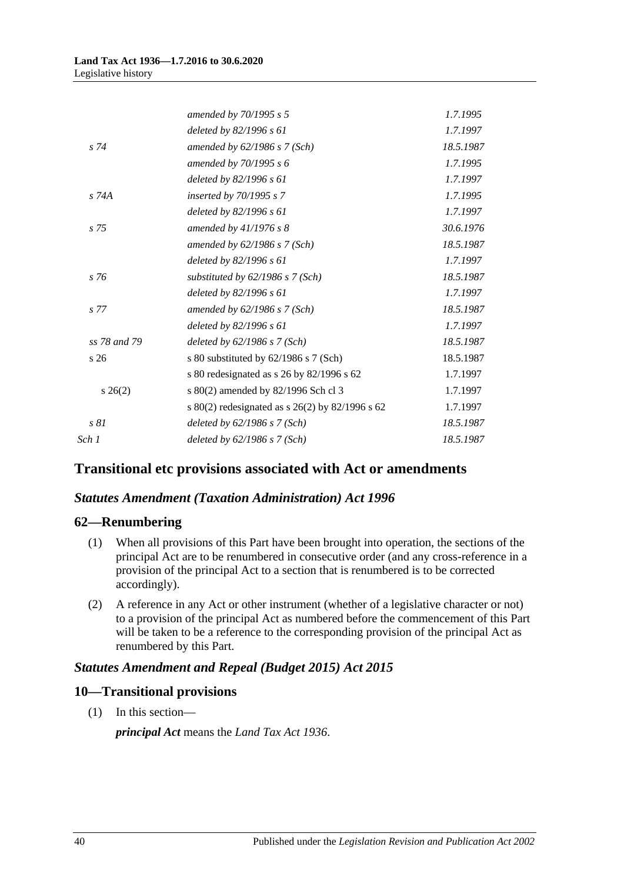| | | |
|---|---|---|
| | *amended by 70/1995 s 5* | *1.7.1995* |
| | *deleted by 82/1996 s 61* | *1.7.1997* |
| *s 74* | *amended by 62/1986 s 7 (Sch)* | *18.5.1987* |
| | *amended by 70/1995 s 6* | *1.7.1995* |
| | *deleted by 82/1996 s 61* | *1.7.1997* |
| *s 74A* | *inserted by 70/1995 s 7* | *1.7.1995* |
| | *deleted by 82/1996 s 61* | *1.7.1997* |
| *s 75* | *amended by 41/1976 s 8* | *30.6.1976* |
| | *amended by 62/1986 s 7 (Sch)* | *18.5.1987* |
| | *deleted by 82/1996 s 61* | *1.7.1997* |
| *s 76* | *substituted by 62/1986 s 7 (Sch)* | *18.5.1987* |
| | *deleted by 82/1996 s 61* | *1.7.1997* |
| *s 77* | *amended by 62/1986 s 7 (Sch)* | *18.5.1987* |
| | *deleted by 82/1996 s 61* | *1.7.1997* |
| *ss 78 and 79* | *deleted by 62/1986 s 7 (Sch)* | *18.5.1987* |
| s 26 | s 80 substituted by 62/1986 s 7 (Sch) | 18.5.1987 |
| | s 80 redesignated as s 26 by 82/1996 s 62 | 1.7.1997 |
| s 26(2) | s 80(2) amended by 82/1996 Sch cl 3 | 1.7.1997 |
| | s 80(2) redesignated as s 26(2) by 82/1996 s 62 | 1.7.1997 |
| *s 81* | *deleted by 62/1986 s 7 (Sch)* | *18.5.1987* |
| *Sch 1* | *deleted by 62/1986 s 7 (Sch)* | *18.5.1987* |

## Transitional etc provisions associated with Act or amendments

### *Statutes Amendment (Taxation Administration) Act 1996*

### 62—Renumbering

(1) When all provisions of this Part have been brought into operation, the sections of the principal Act are to be renumbered in consecutive order (and any cross-reference in a provision of the principal Act to a section that is renumbered is to be corrected accordingly).

(2) A reference in any Act or other instrument (whether of a legislative character or not) to a provision of the principal Act as numbered before the commencement of this Part will be taken to be a reference to the corresponding provision of the principal Act as renumbered by this Part.

### *Statutes Amendment and Repeal (Budget 2015) Act 2015*

### 10—Transitional provisions

(1) In this section—

***principal Act*** means the *Land Tax Act 1936*.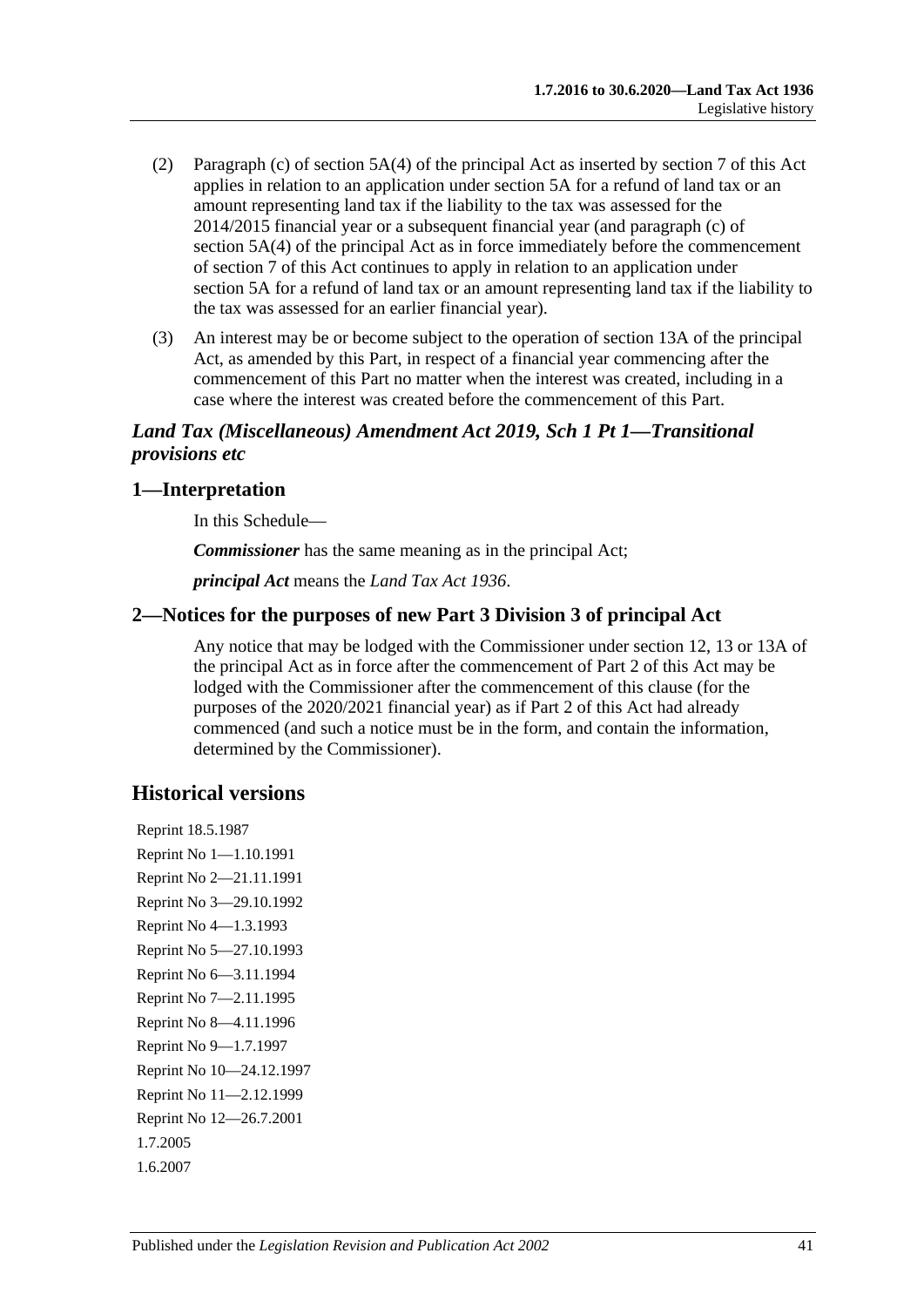(2) Paragraph (c) of section 5A(4) of the principal Act as inserted by section 7 of this Act applies in relation to an application under section 5A for a refund of land tax or an amount representing land tax if the liability to the tax was assessed for the 2014/2015 financial year or a subsequent financial year (and paragraph (c) of section 5A(4) of the principal Act as in force immediately before the commencement of section 7 of this Act continues to apply in relation to an application under section 5A for a refund of land tax or an amount representing land tax if the liability to the tax was assessed for an earlier financial year).

(3) An interest may be or become subject to the operation of section 13A of the principal Act, as amended by this Part, in respect of a financial year commencing after the commencement of this Part no matter when the interest was created, including in a case where the interest was created before the commencement of this Part.

### *Land Tax (Miscellaneous) Amendment Act 2019, Sch 1 Pt 1—Transitional provisions etc*

### 1—Interpretation

In this Schedule—

***Commissioner*** has the same meaning as in the principal Act;

***principal Act*** means the *Land Tax Act 1936*.

### 2—Notices for the purposes of new Part 3 Division 3 of principal Act

Any notice that may be lodged with the Commissioner under section 12, 13 or 13A of the principal Act as in force after the commencement of Part 2 of this Act may be lodged with the Commissioner after the commencement of this clause (for the purposes of the 2020/2021 financial year) as if Part 2 of this Act had already commenced (and such a notice must be in the form, and contain the information, determined by the Commissioner).

## Historical versions

Reprint 18.5.1987
Reprint No 1—1.10.1991
Reprint No 2—21.11.1991
Reprint No 3—29.10.1992
Reprint No 4—1.3.1993
Reprint No 5—27.10.1993
Reprint No 6—3.11.1994
Reprint No 7—2.11.1995
Reprint No 8—4.11.1996
Reprint No 9—1.7.1997
Reprint No 10—24.12.1997
Reprint No 11—2.12.1999
Reprint No 12—26.7.2001
1.7.2005
1.6.2007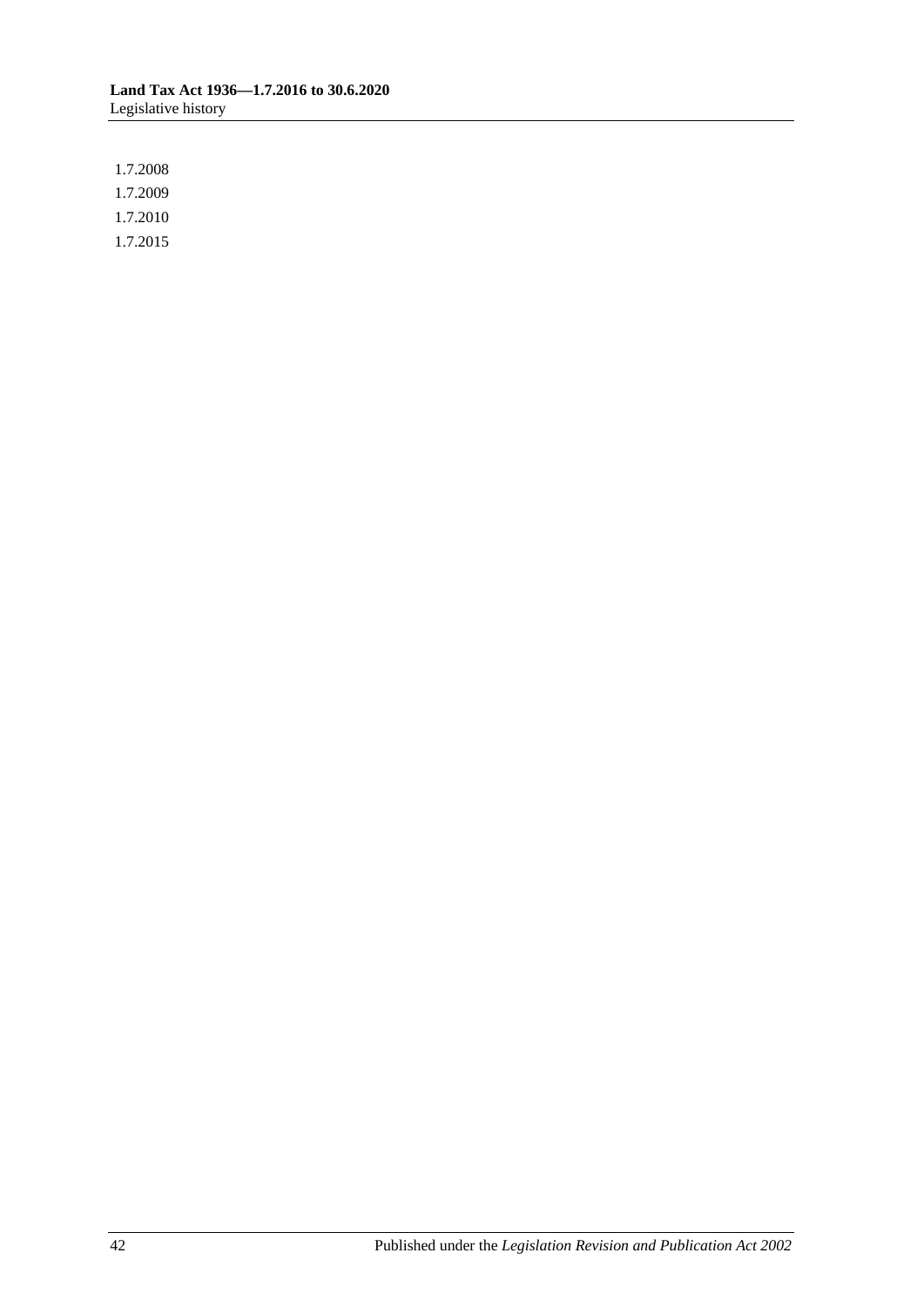1.7.2008

1.7.2009

1.7.2010

1.7.2015